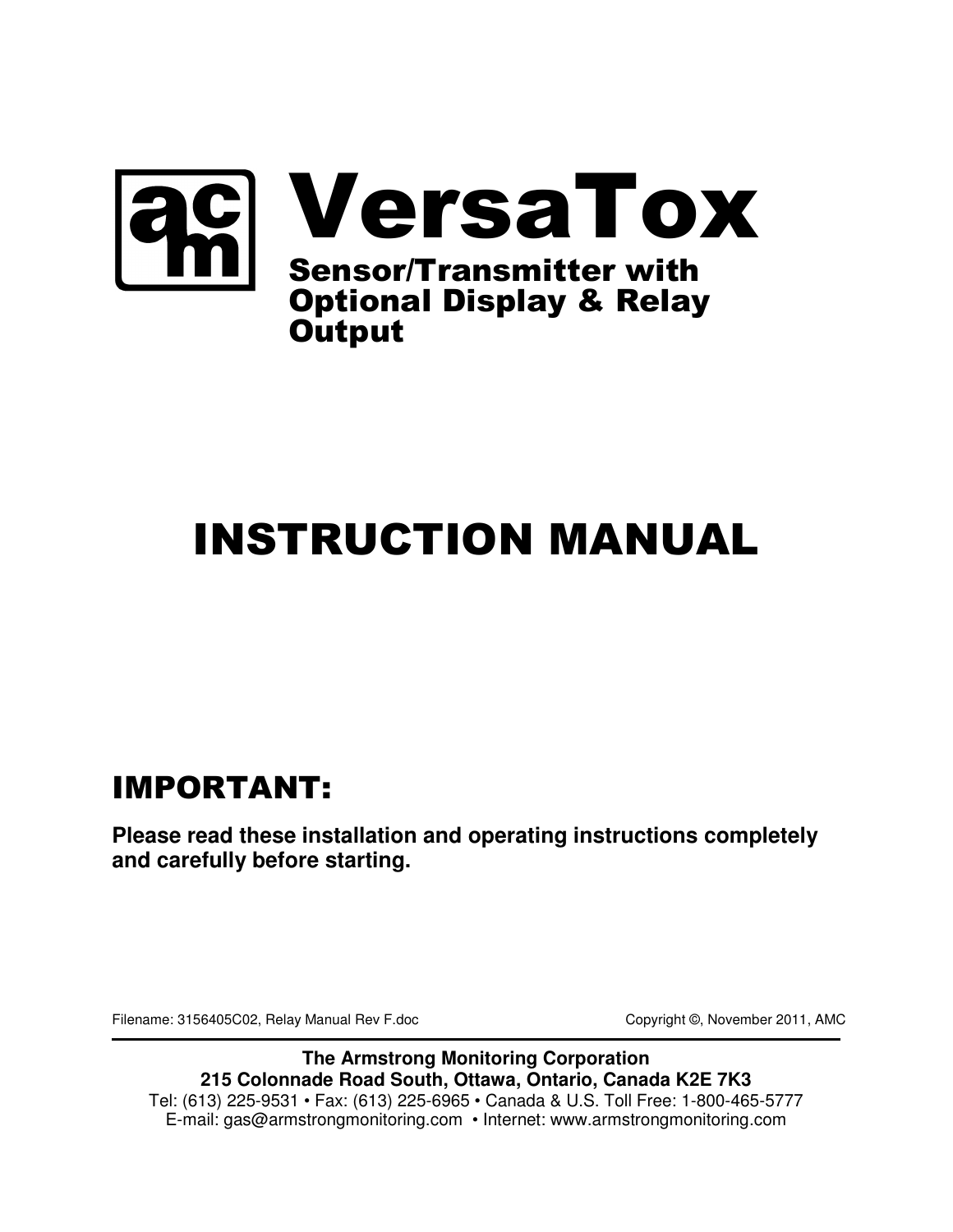# VersaTox

## Sensor/Transmitter with Optional Display & Relay Output

# INSTRUCTION MANUAL

## IMPORTANT:

**Please read these installation and operating instructions completely and carefully before starting.**

Filename: 3156405C02, Relay Manual Rev F.doc                Copyright ©, November 2011, AMC

**The Armstrong Monitoring Corporation**
**215 Colonnade Road South, Ottawa, Ontario, Canada K2E 7K3**
Tel: (613) 225-9531 • Fax: (613) 225-6965 • Canada & U.S. Toll Free: 1-800-465-5777
E-mail: gas@armstrongmonitoring.com • Internet: www.armstrongmonitoring.com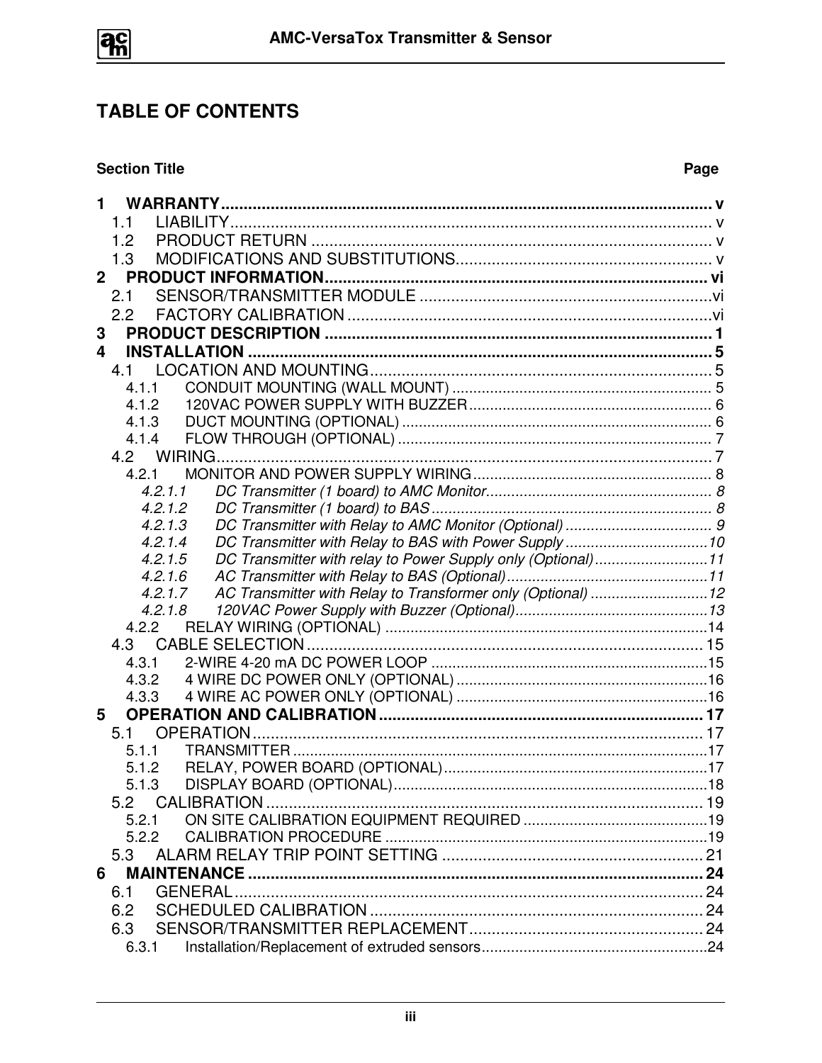# TABLE OF CONTENTS

| Section Title | Page |
|---|---|
| **1 WARRANTY** | **v** |
| 1.1 LIABILITY | v |
| 1.2 PRODUCT RETURN | v |
| 1.3 MODIFICATIONS AND SUBSTITUTIONS | v |
| **2 PRODUCT INFORMATION** | **vi** |
| 2.1 SENSOR/TRANSMITTER MODULE | vi |
| 2.2 FACTORY CALIBRATION | vi |
| **3 PRODUCT DESCRIPTION** | **1** |
| **4 INSTALLATION** | **5** |
| 4.1 LOCATION AND MOUNTING | 5 |
| 4.1.1 CONDUIT MOUNTING (WALL MOUNT) | 5 |
| 4.1.2 120VAC POWER SUPPLY WITH BUZZER | 6 |
| 4.1.3 DUCT MOUNTING (OPTIONAL) | 6 |
| 4.1.4 FLOW THROUGH (OPTIONAL) | 7 |
| 4.2 WIRING | 7 |
| 4.2.1 MONITOR AND POWER SUPPLY WIRING | 8 |
| *4.2.1.1 DC Transmitter (1 board) to AMC Monitor* | *8* |
| *4.2.1.2 DC Transmitter (1 board) to BAS* | *8* |
| *4.2.1.3 DC Transmitter with Relay to AMC Monitor (Optional)* | *9* |
| *4.2.1.4 DC Transmitter with Relay to BAS with Power Supply* | *10* |
| *4.2.1.5 DC Transmitter with relay to Power Supply only (Optional)* | *11* |
| *4.2.1.6 AC Transmitter with Relay to BAS (Optional)* | *11* |
| *4.2.1.7 AC Transmitter with Relay to Transformer only (Optional)* | *12* |
| *4.2.1.8 120VAC Power Supply with Buzzer (Optional)* | *13* |
| 4.2.2 RELAY WIRING (OPTIONAL) | 14 |
| 4.3 CABLE SELECTION | 15 |
| 4.3.1 2-WIRE 4-20 mA DC POWER LOOP | 15 |
| 4.3.2 4 WIRE DC POWER ONLY (OPTIONAL) | 16 |
| 4.3.3 4 WIRE AC POWER ONLY (OPTIONAL) | 16 |
| **5 OPERATION AND CALIBRATION** | **17** |
| 5.1 OPERATION | 17 |
| 5.1.1 TRANSMITTER | 17 |
| 5.1.2 RELAY, POWER BOARD (OPTIONAL) | 17 |
| 5.1.3 DISPLAY BOARD (OPTIONAL) | 18 |
| 5.2 CALIBRATION | 19 |
| 5.2.1 ON SITE CALIBRATION EQUIPMENT REQUIRED | 19 |
| 5.2.2 CALIBRATION PROCEDURE | 19 |
| 5.3 ALARM RELAY TRIP POINT SETTING | 21 |
| **6 MAINTENANCE** | **24** |
| 6.1 GENERAL | 24 |
| 6.2 SCHEDULED CALIBRATION | 24 |
| 6.3 SENSOR/TRANSMITTER REPLACEMENT | 24 |
| 6.3.1 Installation/Replacement of extruded sensors | 24 |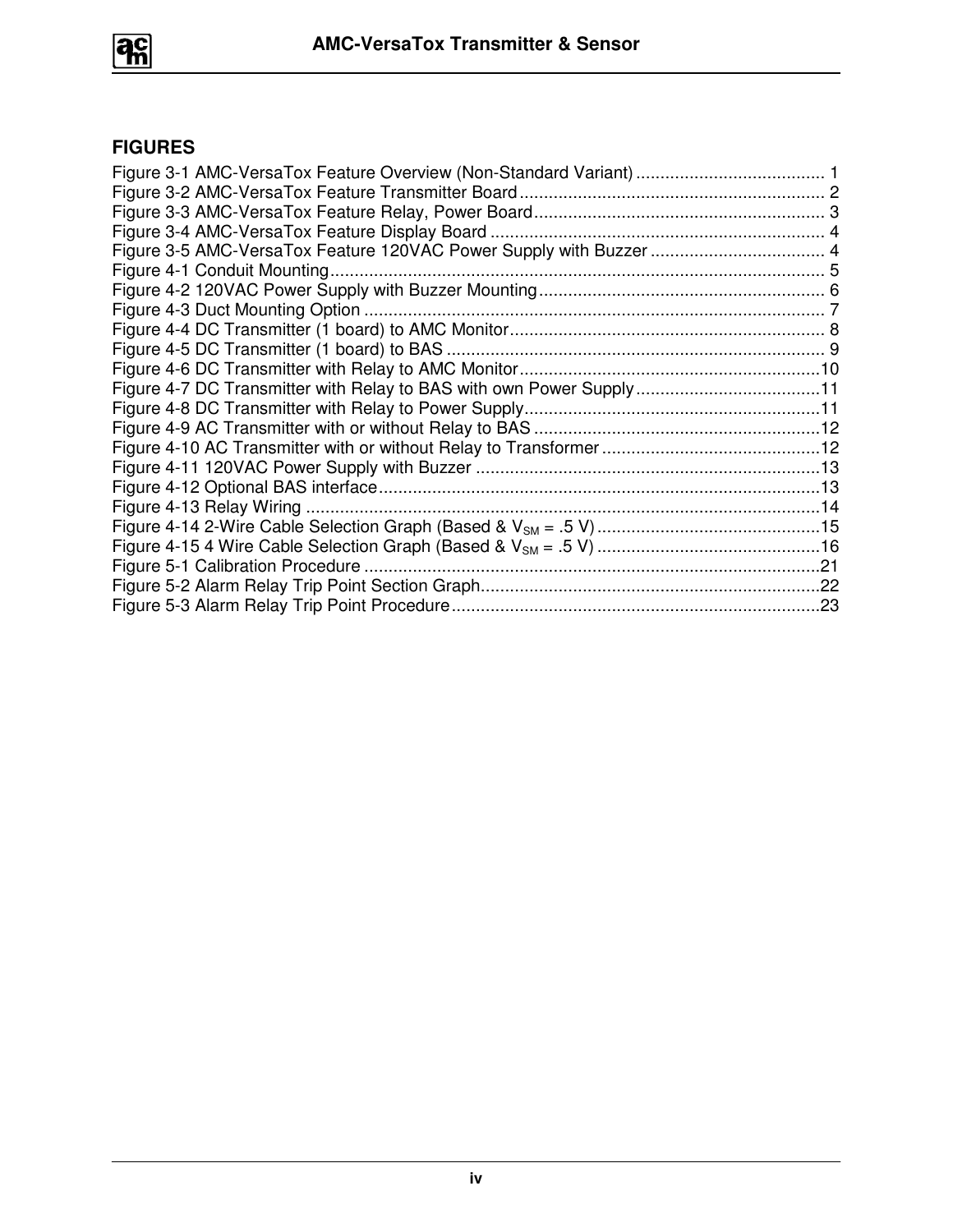## FIGURES

Figure 3-1 AMC-VersaTox Feature Overview (Non-Standard Variant) ....................................... 1
Figure 3-2 AMC-VersaTox Feature Transmitter Board ............................................................... 2
Figure 3-3 AMC-VersaTox Feature Relay, Power Board ............................................................ 3
Figure 3-4 AMC-VersaTox Feature Display Board ..................................................................... 4
Figure 3-5 AMC-VersaTox Feature 120VAC Power Supply with Buzzer .................................... 4
Figure 4-1 Conduit Mounting ...................................................................................................... 5
Figure 4-2 120VAC Power Supply with Buzzer Mounting ........................................................... 6
Figure 4-3 Duct Mounting Option ............................................................................................... 7
Figure 4-4 DC Transmitter (1 board) to AMC Monitor ................................................................. 8
Figure 4-5 DC Transmitter (1 board) to BAS .............................................................................. 9
Figure 4-6 DC Transmitter with Relay to AMC Monitor ..............................................................10
Figure 4-7 DC Transmitter with Relay to BAS with own Power Supply ......................................11
Figure 4-8 DC Transmitter with Relay to Power Supply .............................................................11
Figure 4-9 AC Transmitter with or without Relay to BAS ...........................................................12
Figure 4-10 AC Transmitter with or without Relay to Transformer .............................................12
Figure 4-11 120VAC Power Supply with Buzzer .......................................................................13
Figure 4-12 Optional BAS interface ...........................................................................................13
Figure 4-13 Relay Wiring ..........................................................................................................14
Figure 4-14 2-Wire Cable Selection Graph (Based & $V_{SM}$ = .5 V) ..............................................15
Figure 4-15 4 Wire Cable Selection Graph (Based & $V_{SM}$ = .5 V) ..............................................16
Figure 5-1 Calibration Procedure ..............................................................................................21
Figure 5-2 Alarm Relay Trip Point Section Graph .....................................................................22
Figure 5-3 Alarm Relay Trip Point Procedure ............................................................................23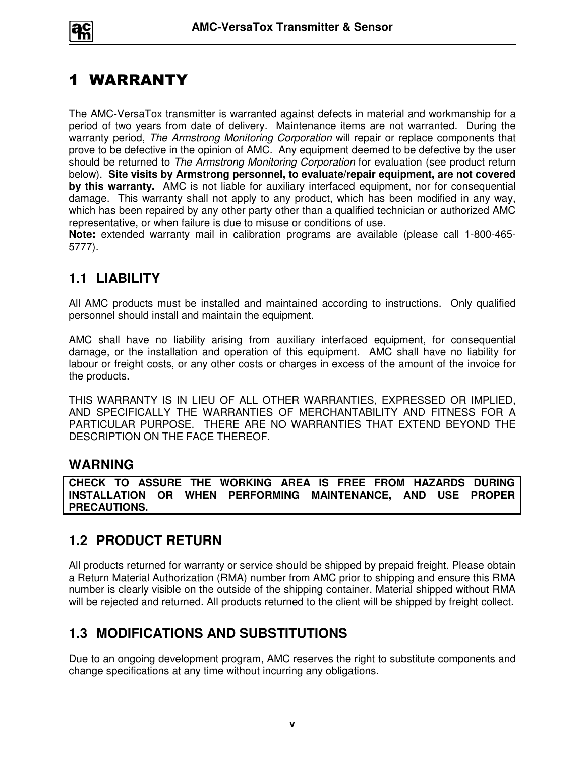# 1 WARRANTY

The AMC-VersaTox transmitter is warranted against defects in material and workmanship for a period of two years from date of delivery. Maintenance items are not warranted. During the warranty period, *The Armstrong Monitoring Corporation* will repair or replace components that prove to be defective in the opinion of AMC. Any equipment deemed to be defective by the user should be returned to *The Armstrong Monitoring Corporation* for evaluation (see product return below). **Site visits by Armstrong personnel, to evaluate/repair equipment, are not covered by this warranty.** AMC is not liable for auxiliary interfaced equipment, nor for consequential damage. This warranty shall not apply to any product, which has been modified in any way, which has been repaired by any other party other than a qualified technician or authorized AMC representative, or when failure is due to misuse or conditions of use.

**Note:** extended warranty mail in calibration programs are available (please call 1-800-465-5777).

## 1.1 LIABILITY

All AMC products must be installed and maintained according to instructions. Only qualified personnel should install and maintain the equipment.

AMC shall have no liability arising from auxiliary interfaced equipment, for consequential damage, or the installation and operation of this equipment. AMC shall have no liability for labour or freight costs, or any other costs or charges in excess of the amount of the invoice for the products.

THIS WARRANTY IS IN LIEU OF ALL OTHER WARRANTIES, EXPRESSED OR IMPLIED, AND SPECIFICALLY THE WARRANTIES OF MERCHANTABILITY AND FITNESS FOR A PARTICULAR PURPOSE. THERE ARE NO WARRANTIES THAT EXTEND BEYOND THE DESCRIPTION ON THE FACE THEREOF.

### WARNING

**CHECK TO ASSURE THE WORKING AREA IS FREE FROM HAZARDS DURING INSTALLATION OR WHEN PERFORMING MAINTENANCE, AND USE PROPER PRECAUTIONS.**

## 1.2 PRODUCT RETURN

All products returned for warranty or service should be shipped by prepaid freight. Please obtain a Return Material Authorization (RMA) number from AMC prior to shipping and ensure this RMA number is clearly visible on the outside of the shipping container. Material shipped without RMA will be rejected and returned. All products returned to the client will be shipped by freight collect.

## 1.3 MODIFICATIONS AND SUBSTITUTIONS

Due to an ongoing development program, AMC reserves the right to substitute components and change specifications at any time without incurring any obligations.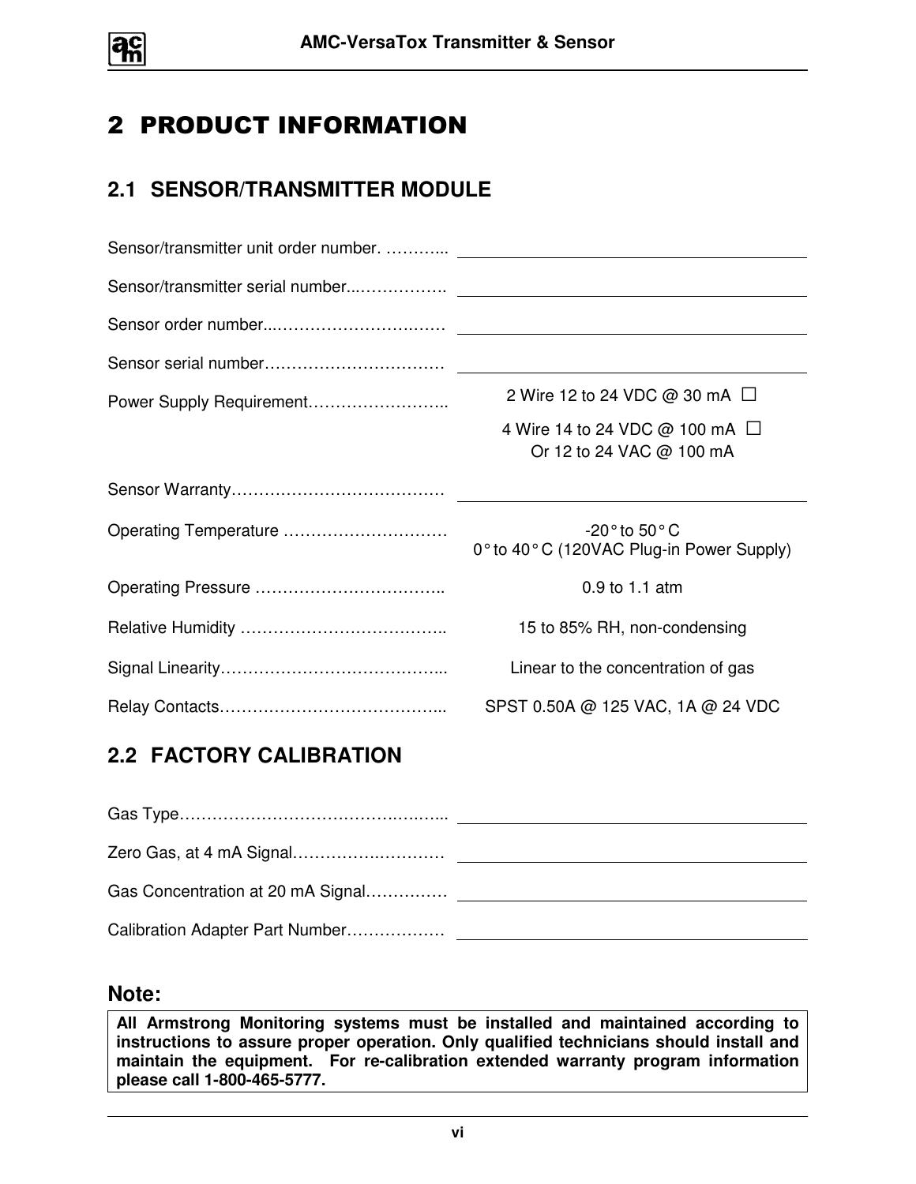# 2 PRODUCT INFORMATION

## 2.1 SENSOR/TRANSMITTER MODULE

| | |
|---|---|
| Sensor/transmitter unit order number. ……….. | |
| Sensor/transmitter serial number..……………. | |
| Sensor order number...…………………….…… | |
| Sensor serial number…………………………… | |
| Power Supply Requirement…………………….. | 2 Wire 12 to 24 VDC @ 30 mA ☐<br>4 Wire 14 to 24 VDC @ 100 mA ☐<br>Or 12 to 24 VAC @ 100 mA |
| Sensor Warranty…………………………….…… | |
| Operating Temperature ………………………… | -20° to 50° C<br>0° to 40° C (120VAC Plug-in Power Supply) |
| Operating Pressure …………………………….. | 0.9 to 1.1 atm |
| Relative Humidity ………………………….….. | 15 to 85% RH, non-condensing |
| Signal Linearity………………………………..... | Linear to the concentration of gas |
| Relay Contacts………………………………….... | SPST 0.50A @ 125 VAC, 1A @ 24 VDC |

## 2.2 FACTORY CALIBRATION

| | |
|---|---|
| Gas Type…………………………………….…..... | |
| Zero Gas, at 4 mA Signal……………….………… | |
| Gas Concentration at 20 mA Signal…………… | |
| Calibration Adapter Part Number……………… | |

### Note:

**All Armstrong Monitoring systems must be installed and maintained according to instructions to assure proper operation. Only qualified technicians should install and maintain the equipment. For re-calibration extended warranty program information please call 1-800-465-5777.**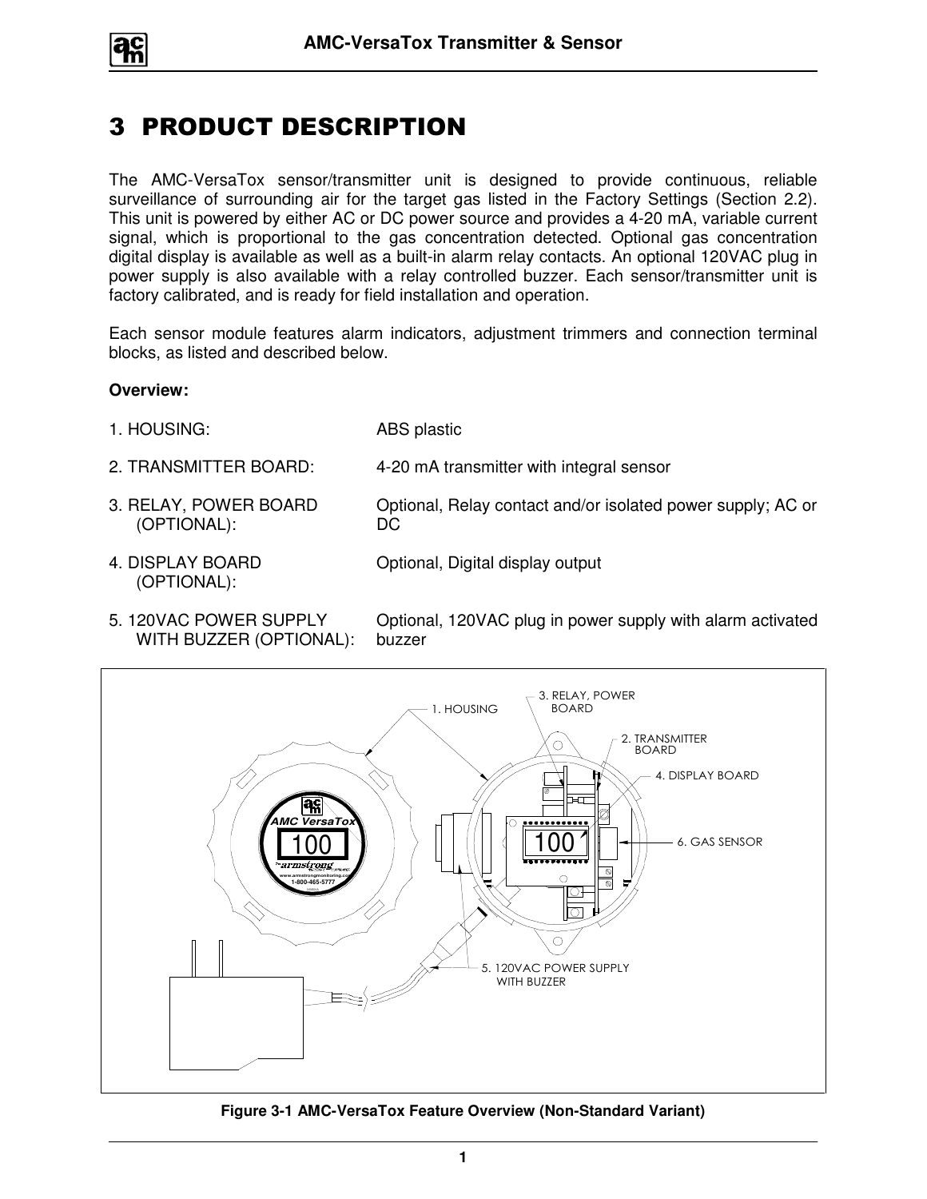# 3 PRODUCT DESCRIPTION

The AMC-VersaTox sensor/transmitter unit is designed to provide continuous, reliable surveillance of surrounding air for the target gas listed in the Factory Settings (Section 2.2). This unit is powered by either AC or DC power source and provides a 4-20 mA, variable current signal, which is proportional to the gas concentration detected. Optional gas concentration digital display is available as well as a built-in alarm relay contacts. An optional 120VAC plug in power supply is also available with a relay controlled buzzer. Each sensor/transmitter unit is factory calibrated, and is ready for field installation and operation.

Each sensor module features alarm indicators, adjustment trimmers and connection terminal blocks, as listed and described below.

**Overview:**

| | |
|---|---|
| 1. HOUSING: | ABS plastic |
| 2. TRANSMITTER BOARD: | 4-20 mA transmitter with integral sensor |
| 3. RELAY, POWER BOARD (OPTIONAL): | Optional, Relay contact and/or isolated power supply; AC or DC |
| 4. DISPLAY BOARD (OPTIONAL): | Optional, Digital display output |
| 5. 120VAC POWER SUPPLY WITH BUZZER (OPTIONAL): | Optional, 120VAC plug in power supply with alarm activated buzzer |

**Figure 3-1 AMC-VersaTox Feature Overview (Non-Standard Variant)**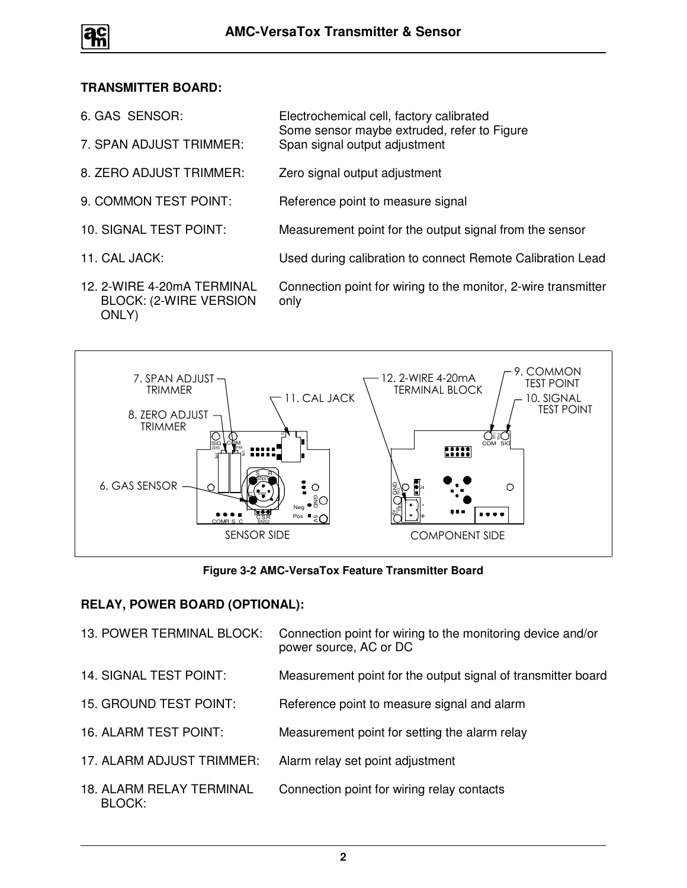## TRANSMITTER BOARD:

| | |
|---|---|
| 6. GAS SENSOR: | Electrochemical cell, factory calibrated<br>Some sensor maybe extruded, refer to Figure |
| 7. SPAN ADJUST TRIMMER: | Span signal output adjustment |
| 8. ZERO ADJUST TRIMMER: | Zero signal output adjustment |
| 9. COMMON TEST POINT: | Reference point to measure signal |
| 10. SIGNAL TEST POINT: | Measurement point for the output signal from the sensor |
| 11. CAL JACK: | Used during calibration to connect Remote Calibration Lead |
| 12. 2-WIRE 4-20mA TERMINAL BLOCK: (2-WIRE VERSION ONLY) | Connection point for wiring to the monitor, 2-wire transmitter only |

Figure 3-2 AMC-VersaTox Feature Transmitter Board

## RELAY, POWER BOARD (OPTIONAL):

| | |
|---|---|
| 13. POWER TERMINAL BLOCK: | Connection point for wiring to the monitoring device and/or power source, AC or DC |
| 14. SIGNAL TEST POINT: | Measurement point for the output signal of transmitter board |
| 15. GROUND TEST POINT: | Reference point to measure signal and alarm |
| 16. ALARM TEST POINT: | Measurement point for setting the alarm relay |
| 17. ALARM ADJUST TRIMMER: | Alarm relay set point adjustment |
| 18. ALARM RELAY TERMINAL BLOCK: | Connection point for wiring relay contacts |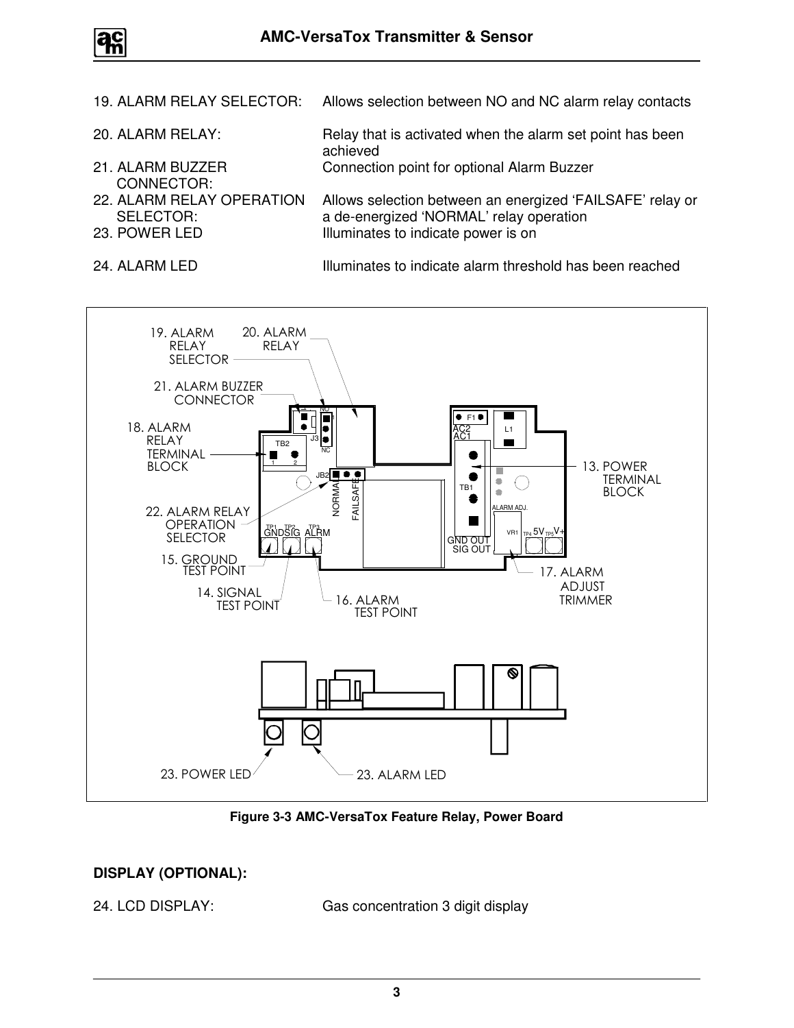19. ALARM RELAY SELECTOR: Allows selection between NO and NC alarm relay contacts

20. ALARM RELAY: Relay that is activated when the alarm set point has been achieved

21. ALARM BUZZER CONNECTOR: Connection point for optional Alarm Buzzer

22. ALARM RELAY OPERATION SELECTOR: Allows selection between an energized 'FAILSAFE' relay or a de-energized 'NORMAL' relay operation

23. POWER LED Illuminates to indicate power is on

24. ALARM LED Illuminates to indicate alarm threshold has been reached

**Figure 3-3 AMC-VersaTox Feature Relay, Power Board**

**DISPLAY (OPTIONAL):**

24. LCD DISPLAY: Gas concentration 3 digit display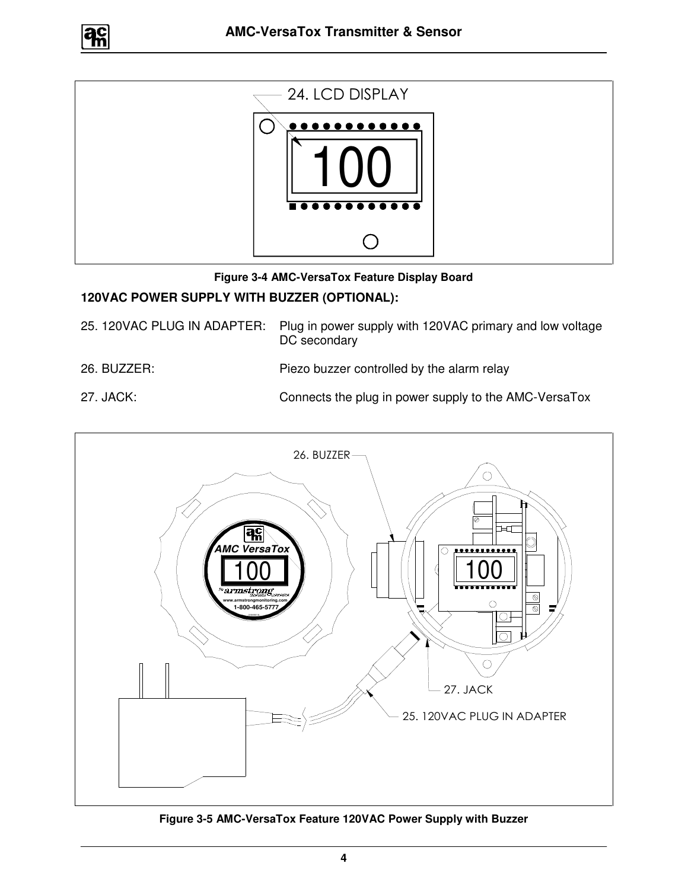**Figure 3-4 AMC-VersaTox Feature Display Board**

**120VAC POWER SUPPLY WITH BUZZER (OPTIONAL):**

25. 120VAC PLUG IN ADAPTER: Plug in power supply with 120VAC primary and low voltage DC secondary

26. BUZZER: Piezo buzzer controlled by the alarm relay

27. JACK: Connects the plug in power supply to the AMC-VersaTox

**Figure 3-5 AMC-VersaTox Feature 120VAC Power Supply with Buzzer**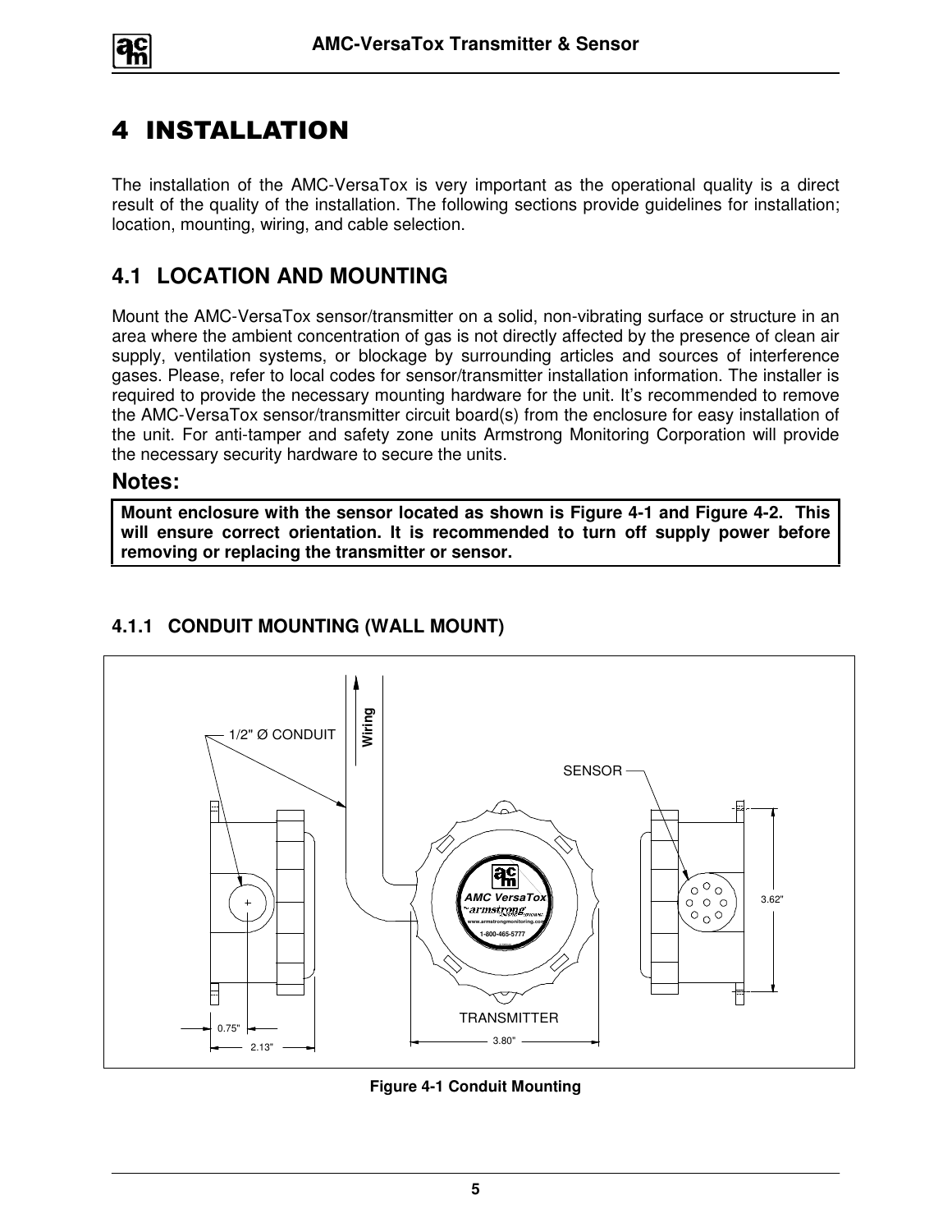# 4 INSTALLATION

The installation of the AMC-VersaTox is very important as the operational quality is a direct result of the quality of the installation. The following sections provide guidelines for installation; location, mounting, wiring, and cable selection.

## 4.1 LOCATION AND MOUNTING

Mount the AMC-VersaTox sensor/transmitter on a solid, non-vibrating surface or structure in an area where the ambient concentration of gas is not directly affected by the presence of clean air supply, ventilation systems, or blockage by surrounding articles and sources of interference gases. Please, refer to local codes for sensor/transmitter installation information. The installer is required to provide the necessary mounting hardware for the unit. It's recommended to remove the AMC-VersaTox sensor/transmitter circuit board(s) from the enclosure for easy installation of the unit. For anti-tamper and safety zone units Armstrong Monitoring Corporation will provide the necessary security hardware to secure the units.

**Notes:**

**Mount enclosure with the sensor located as shown is Figure 4-1 and Figure 4-2. This will ensure correct orientation. It is recommended to turn off supply power before removing or replacing the transmitter or sensor.**

### 4.1.1 CONDUIT MOUNTING (WALL MOUNT)

**Figure 4-1 Conduit Mounting**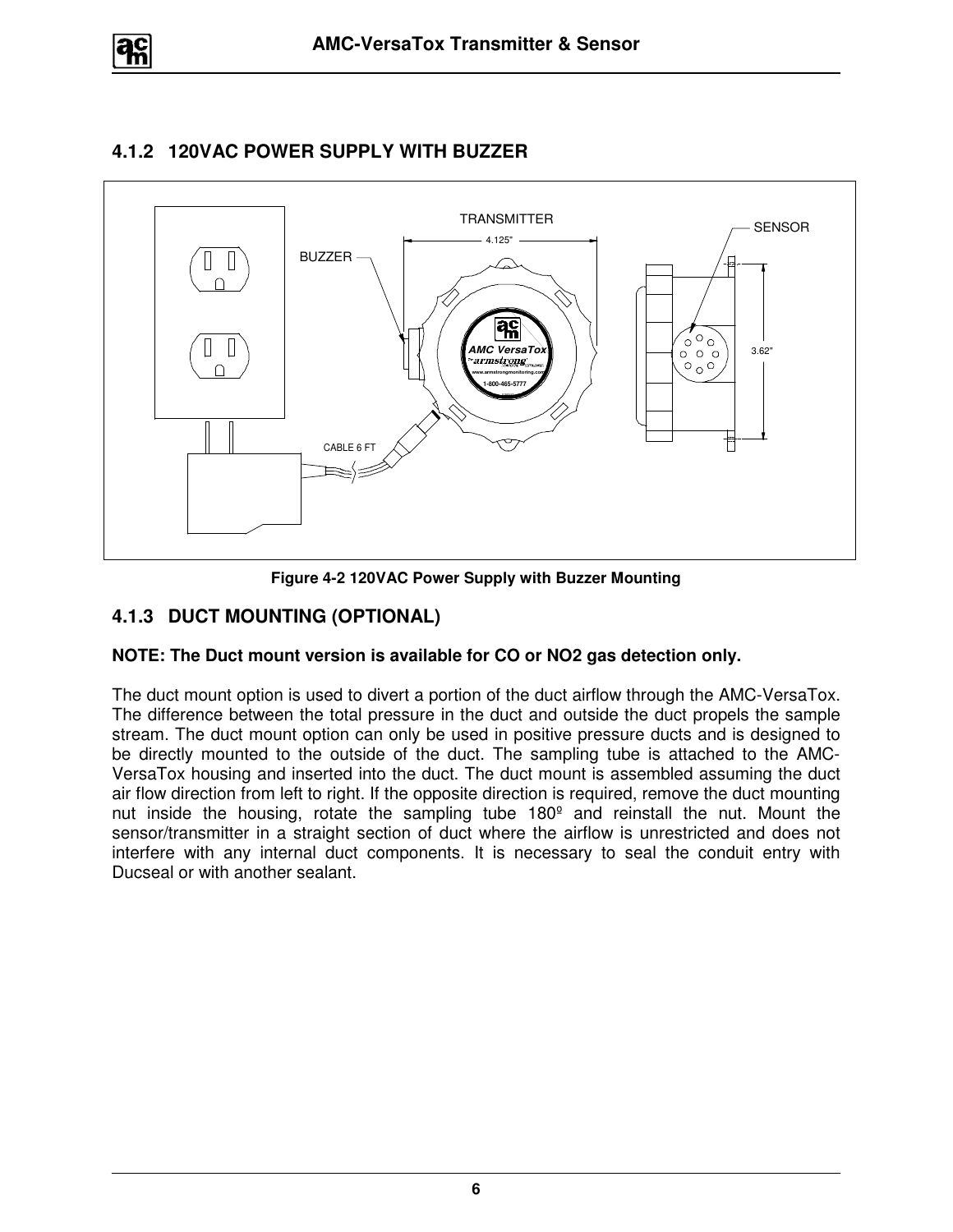### 4.1.2 120VAC POWER SUPPLY WITH BUZZER

Figure 4-2 120VAC Power Supply with Buzzer Mounting

### 4.1.3 DUCT MOUNTING (OPTIONAL)

**NOTE: The Duct mount version is available for CO or NO2 gas detection only.**

The duct mount option is used to divert a portion of the duct airflow through the AMC-VersaTox. The difference between the total pressure in the duct and outside the duct propels the sample stream. The duct mount option can only be used in positive pressure ducts and is designed to be directly mounted to the outside of the duct. The sampling tube is attached to the AMC-VersaTox housing and inserted into the duct. The duct mount is assembled assuming the duct air flow direction from left to right. If the opposite direction is required, remove the duct mounting nut inside the housing, rotate the sampling tube 180º and reinstall the nut. Mount the sensor/transmitter in a straight section of duct where the airflow is unrestricted and does not interfere with any internal duct components. It is necessary to seal the conduit entry with Ducseal or with another sealant.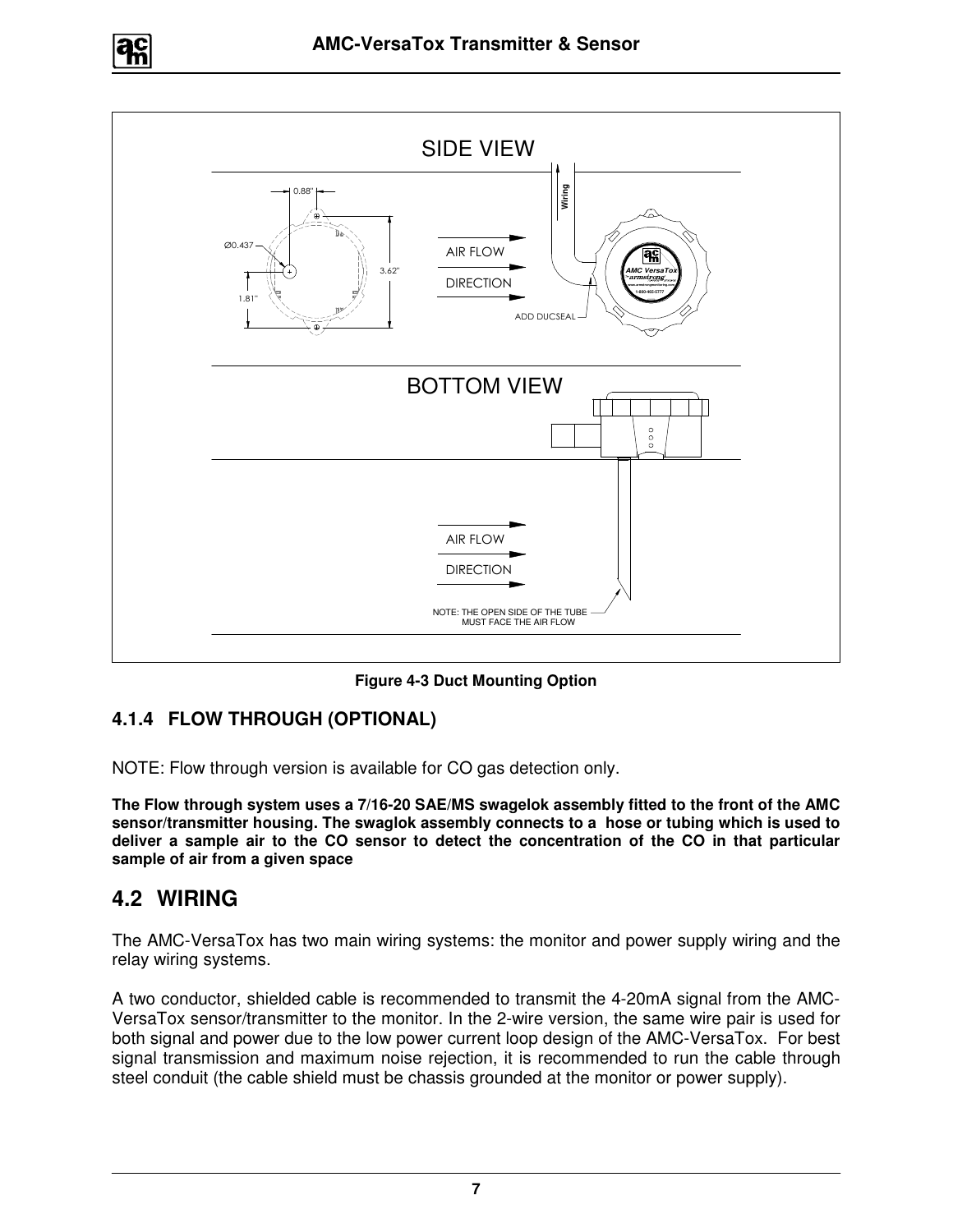SIDE VIEW

0.88"

Ø0.437

1.81"

3.62"

AIR FLOW

DIRECTION

Wiring

ADD DUCSEAL

BOTTOM VIEW

AIR FLOW

DIRECTION

NOTE: THE OPEN SIDE OF THE TUBE MUST FACE THE AIR FLOW

**Figure 4-3 Duct Mounting Option**

### 4.1.4 FLOW THROUGH (OPTIONAL)

NOTE: Flow through version is available for CO gas detection only.

**The Flow through system uses a 7/16-20 SAE/MS swagelok assembly fitted to the front of the AMC sensor/transmitter housing. The swaglok assembly connects to a hose or tubing which is used to deliver a sample air to the CO sensor to detect the concentration of the CO in that particular sample of air from a given space**

## 4.2 WIRING

The AMC-VersaTox has two main wiring systems: the monitor and power supply wiring and the relay wiring systems.

A two conductor, shielded cable is recommended to transmit the 4-20mA signal from the AMC-VersaTox sensor/transmitter to the monitor. In the 2-wire version, the same wire pair is used for both signal and power due to the low power current loop design of the AMC-VersaTox. For best signal transmission and maximum noise rejection, it is recommended to run the cable through steel conduit (the cable shield must be chassis grounded at the monitor or power supply).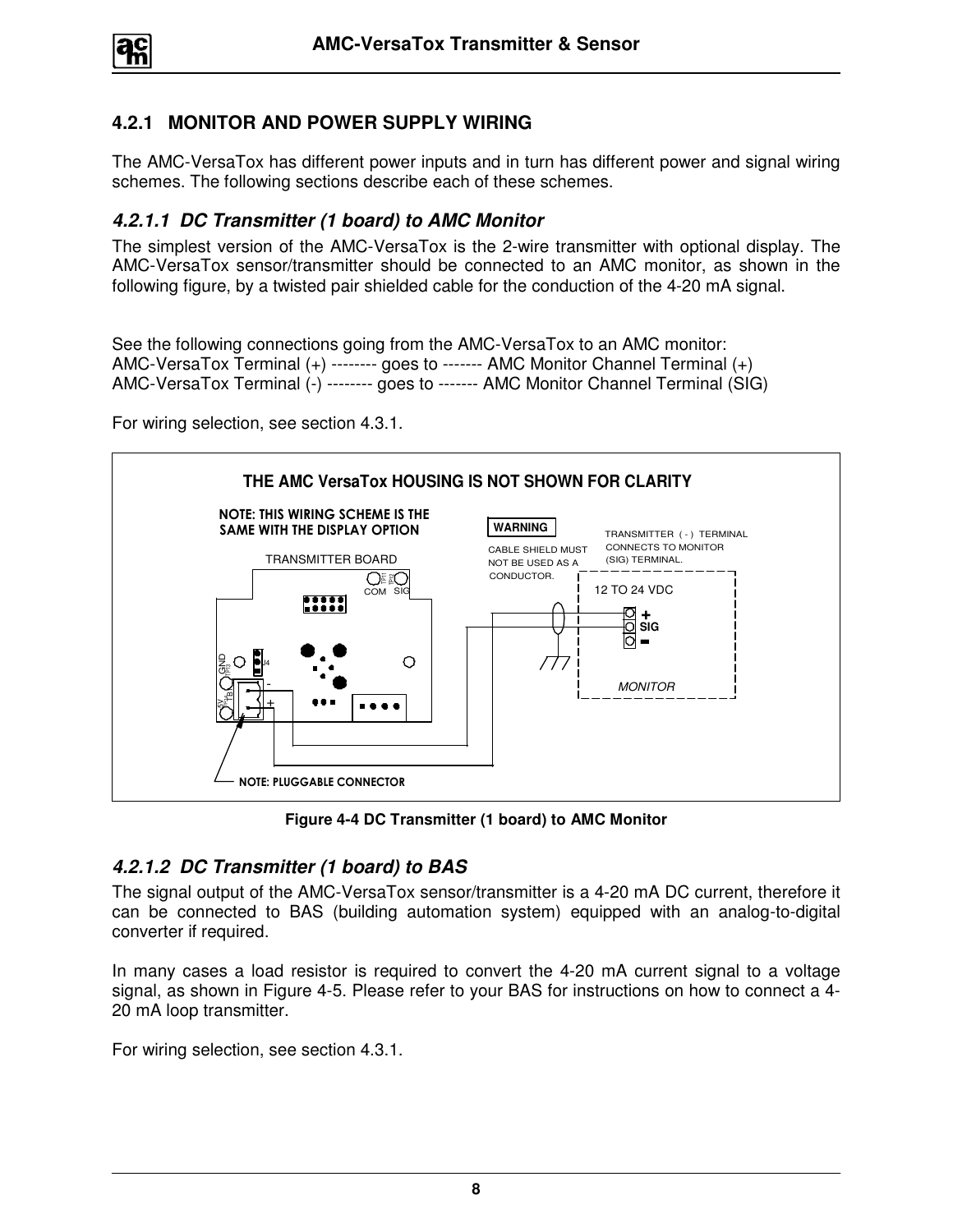## 4.2.1 MONITOR AND POWER SUPPLY WIRING

The AMC-VersaTox has different power inputs and in turn has different power and signal wiring schemes. The following sections describe each of these schemes.

### *4.2.1.1 DC Transmitter (1 board) to AMC Monitor*

The simplest version of the AMC-VersaTox is the 2-wire transmitter with optional display. The AMC-VersaTox sensor/transmitter should be connected to an AMC monitor, as shown in the following figure, by a twisted pair shielded cable for the conduction of the 4-20 mA signal.

See the following connections going from the AMC-VersaTox to an AMC monitor:
AMC-VersaTox Terminal (+) -------- goes to ------- AMC Monitor Channel Terminal (+)
AMC-VersaTox Terminal (-) -------- goes to ------- AMC Monitor Channel Terminal (SIG)

For wiring selection, see section 4.3.1.

THE AMC VersaTox HOUSING IS NOT SHOWN FOR CLARITY

NOTE: THIS WIRING SCHEME IS THE SAME WITH THE DISPLAY OPTION

TRANSMITTER BOARD

WARNING: CABLE SHIELD MUST NOT BE USED AS A CONDUCTOR.

TRANSMITTER ( - ) TERMINAL CONNECTS TO MONITOR (SIG) TERMINAL.

12 TO 24 VDC

MONITOR

NOTE: PLUGGABLE CONNECTOR

**Figure 4-4 DC Transmitter (1 board) to AMC Monitor**

### *4.2.1.2 DC Transmitter (1 board) to BAS*

The signal output of the AMC-VersaTox sensor/transmitter is a 4-20 mA DC current, therefore it can be connected to BAS (building automation system) equipped with an analog-to-digital converter if required.

In many cases a load resistor is required to convert the 4-20 mA current signal to a voltage signal, as shown in Figure 4-5. Please refer to your BAS for instructions on how to connect a 4-20 mA loop transmitter.

For wiring selection, see section 4.3.1.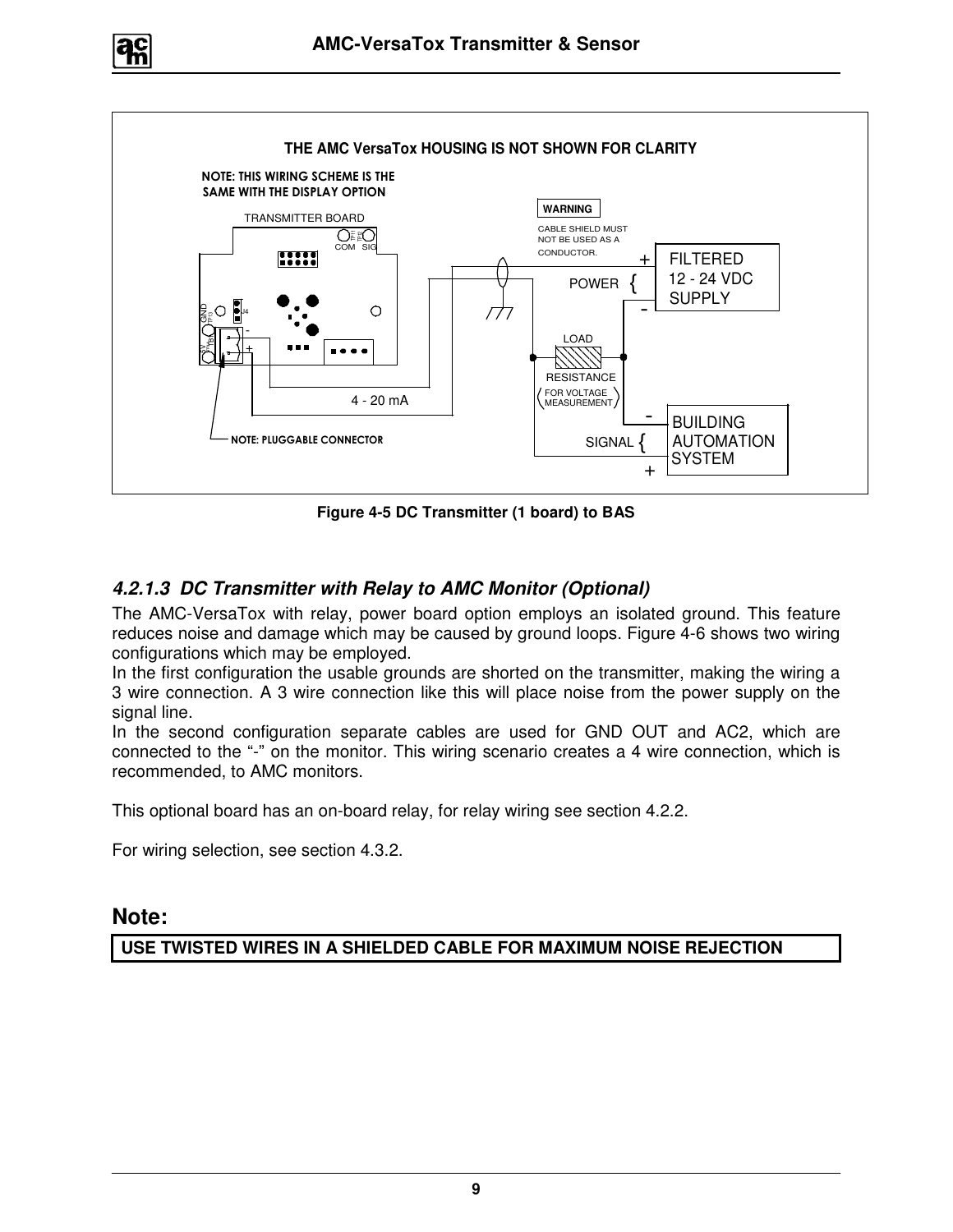Figure 4-5 DC Transmitter (1 board) to BAS

### 4.2.1.3 DC Transmitter with Relay to AMC Monitor (Optional)

The AMC-VersaTox with relay, power board option employs an isolated ground. This feature reduces noise and damage which may be caused by ground loops. Figure 4-6 shows two wiring configurations which may be employed.

In the first configuration the usable grounds are shorted on the transmitter, making the wiring a 3 wire connection. A 3 wire connection like this will place noise from the power supply on the signal line.

In the second configuration separate cables are used for GND OUT and AC2, which are connected to the "-" on the monitor. This wiring scenario creates a 4 wire connection, which is recommended, to AMC monitors.

This optional board has an on-board relay, for relay wiring see section 4.2.2.

For wiring selection, see section 4.3.2.

## Note:

**USE TWISTED WIRES IN A SHIELDED CABLE FOR MAXIMUM NOISE REJECTION**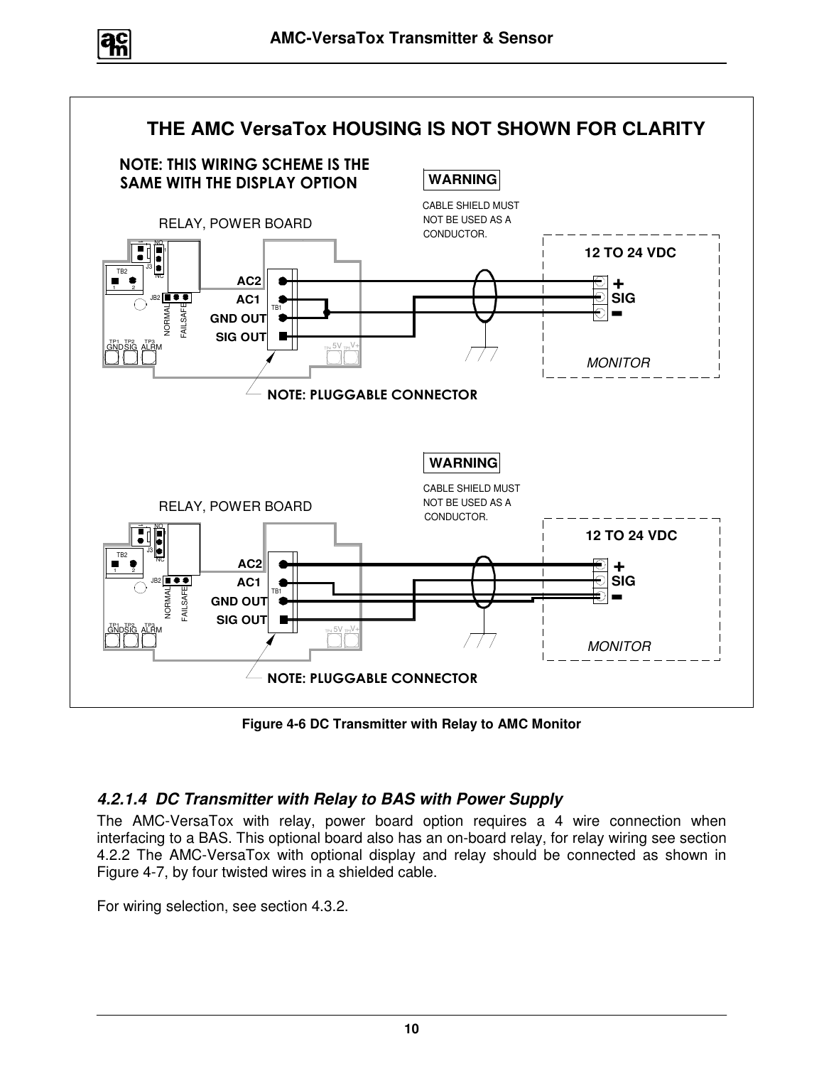THE AMC VersaTox HOUSING IS NOT SHOWN FOR CLARITY

NOTE: THIS WIRING SCHEME IS THE SAME WITH THE DISPLAY OPTION

WARNING

CABLE SHIELD MUST NOT BE USED AS A CONDUCTOR.

RELAY, POWER BOARD

12 TO 24 VDC

AC2
AC1
GND OUT
SIG OUT

+
SIG
-

MONITOR

NOTE: PLUGGABLE CONNECTOR

WARNING

CABLE SHIELD MUST NOT BE USED AS A CONDUCTOR.

RELAY, POWER BOARD

12 TO 24 VDC

AC2
AC1
GND OUT
SIG OUT

+
SIG
-

MONITOR

NOTE: PLUGGABLE CONNECTOR

**Figure 4-6 DC Transmitter with Relay to AMC Monitor**

### *4.2.1.4 DC Transmitter with Relay to BAS with Power Supply*

The AMC-VersaTox with relay, power board option requires a 4 wire connection when interfacing to a BAS. This optional board also has an on-board relay, for relay wiring see section 4.2.2 The AMC-VersaTox with optional display and relay should be connected as shown in Figure 4-7, by four twisted wires in a shielded cable.

For wiring selection, see section 4.3.2.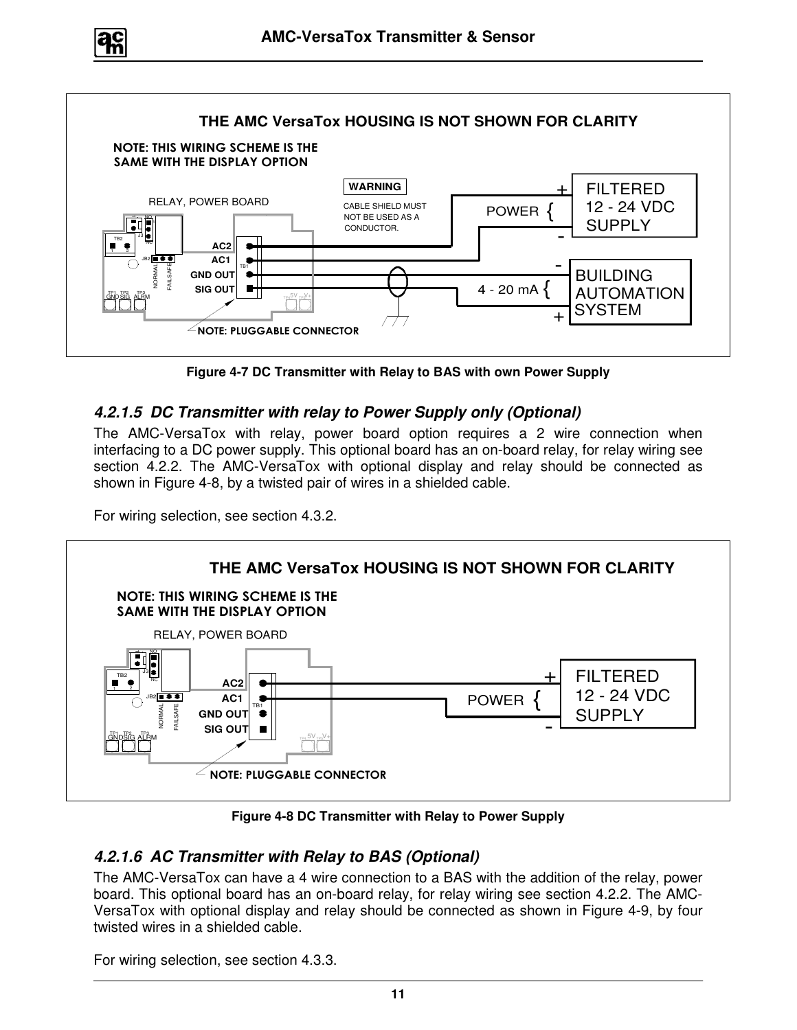Figure 4-7 DC Transmitter with Relay to BAS with own Power Supply

### *4.2.1.5 DC Transmitter with relay to Power Supply only (Optional)*

The AMC-VersaTox with relay, power board option requires a 2 wire connection when interfacing to a DC power supply. This optional board has an on-board relay, for relay wiring see section 4.2.2. The AMC-VersaTox with optional display and relay should be connected as shown in Figure 4-8, by a twisted pair of wires in a shielded cable.

For wiring selection, see section 4.3.2.

Figure 4-8 DC Transmitter with Relay to Power Supply

### *4.2.1.6 AC Transmitter with Relay to BAS (Optional)*

The AMC-VersaTox can have a 4 wire connection to a BAS with the addition of the relay, power board. This optional board has an on-board relay, for relay wiring see section 4.2.2. The AMC-VersaTox with optional display and relay should be connected as shown in Figure 4-9, by four twisted wires in a shielded cable.

For wiring selection, see section 4.3.3.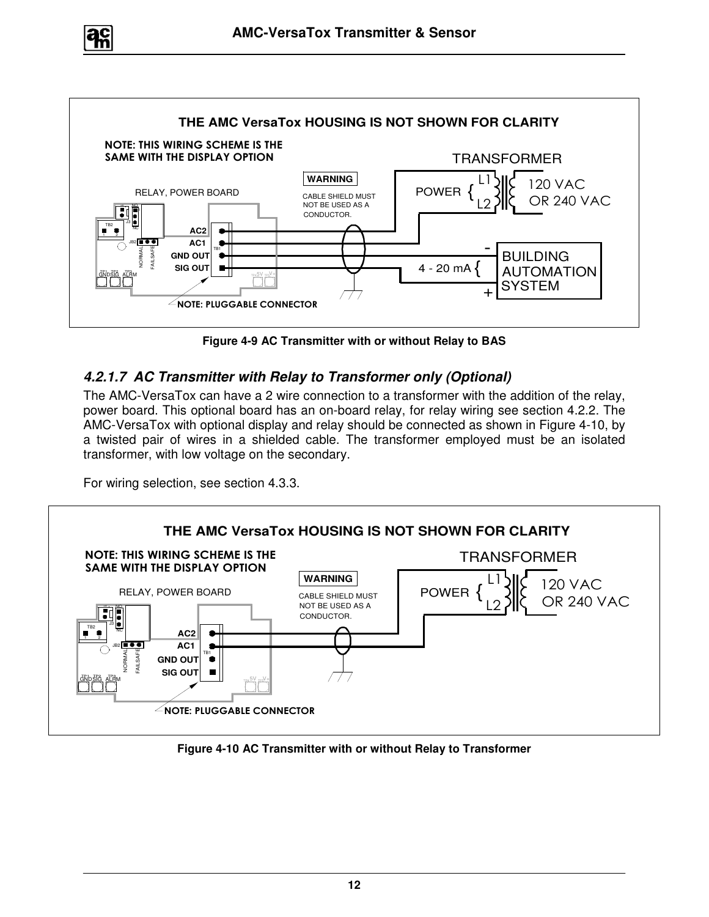Figure 4-9 AC Transmitter with or without Relay to BAS

### 4.2.1.7 *AC Transmitter with Relay to Transformer only (Optional)*

The AMC-VersaTox can have a 2 wire connection to a transformer with the addition of the relay, power board. This optional board has an on-board relay, for relay wiring see section 4.2.2. The AMC-VersaTox with optional display and relay should be connected as shown in Figure 4-10, by a twisted pair of wires in a shielded cable. The transformer employed must be an isolated transformer, with low voltage on the secondary.

For wiring selection, see section 4.3.3.

Figure 4-10 AC Transmitter with or without Relay to Transformer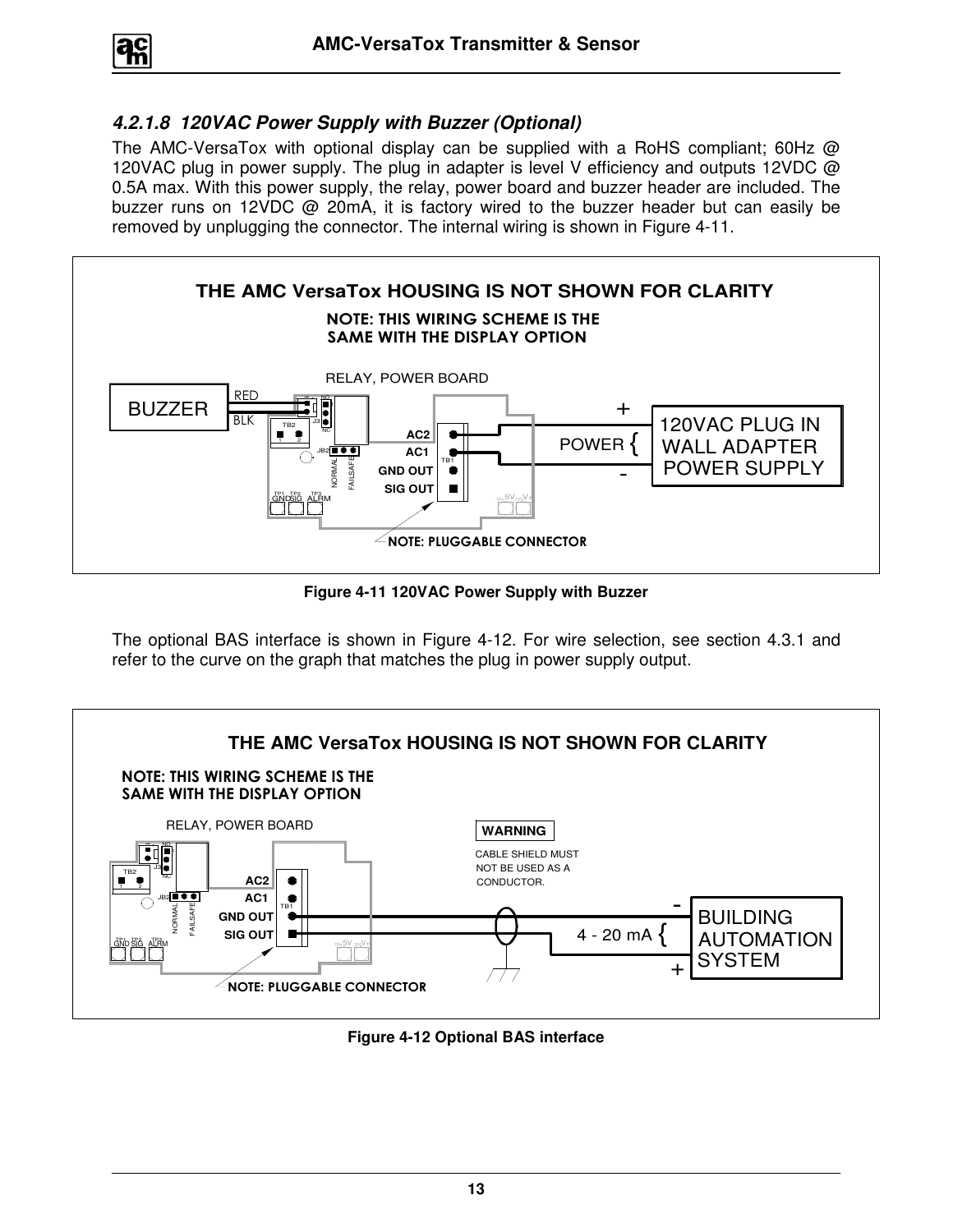#### 4.2.1.8 120VAC Power Supply with Buzzer (Optional)

The AMC-VersaTox with optional display can be supplied with a RoHS compliant; 60Hz @ 120VAC plug in power supply. The plug in adapter is level V efficiency and outputs 12VDC @ 0.5A max. With this power supply, the relay, power board and buzzer header are included. The buzzer runs on 12VDC @ 20mA, it is factory wired to the buzzer header but can easily be removed by unplugging the connector. The internal wiring is shown in Figure 4-11.

**Figure 4-11 120VAC Power Supply with Buzzer**

The optional BAS interface is shown in Figure 4-12. For wire selection, see section 4.3.1 and refer to the curve on the graph that matches the plug in power supply output.

**Figure 4-12 Optional BAS interface**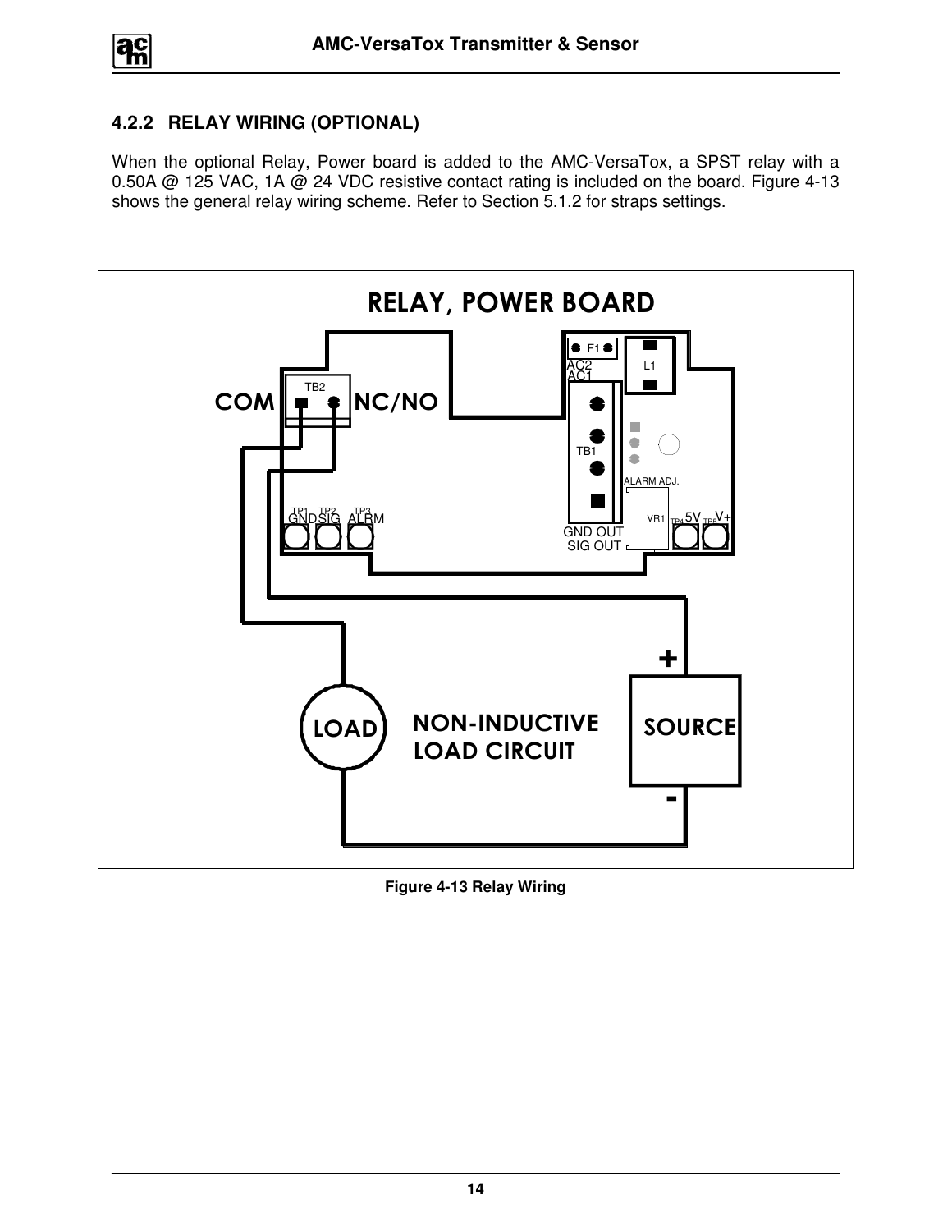### 4.2.2 RELAY WIRING (OPTIONAL)

When the optional Relay, Power board is added to the AMC-VersaTox, a SPST relay with a 0.50A @ 125 VAC, 1A @ 24 VDC resistive contact rating is included on the board. Figure 4-13 shows the general relay wiring scheme. Refer to Section 5.1.2 for straps settings.

**Figure 4-13 Relay Wiring**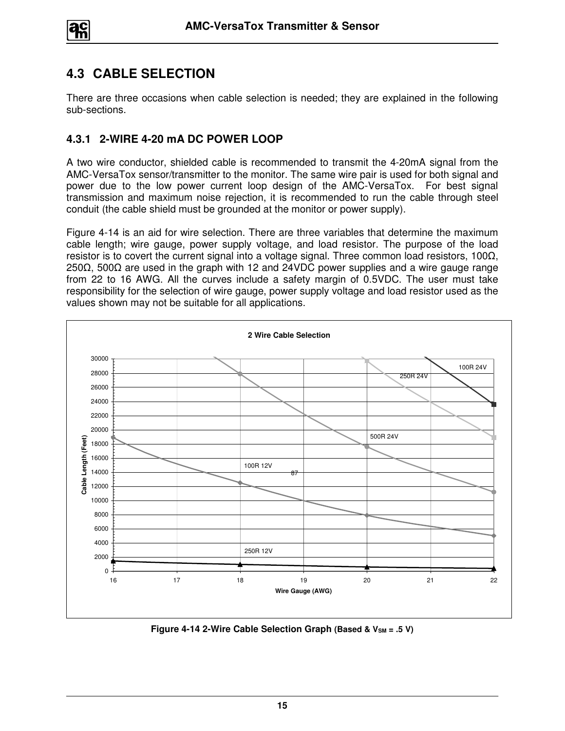## 4.3 CABLE SELECTION

There are three occasions when cable selection is needed; they are explained in the following sub-sections.

### 4.3.1 2-WIRE 4-20 mA DC POWER LOOP

A two wire conductor, shielded cable is recommended to transmit the 4-20mA signal from the AMC-VersaTox sensor/transmitter to the monitor. The same wire pair is used for both signal and power due to the low power current loop design of the AMC-VersaTox. For best signal transmission and maximum noise rejection, it is recommended to run the cable through steel conduit (the cable shield must be grounded at the monitor or power supply).

Figure 4-14 is an aid for wire selection. There are three variables that determine the maximum cable length; wire gauge, power supply voltage, and load resistor. The purpose of the load resistor is to covert the current signal into a voltage signal. Three common load resistors, 100Ω, 250Ω, 500Ω are used in the graph with 12 and 24VDC power supplies and a wire gauge range from 22 to 16 AWG. All the curves include a safety margin of 0.5VDC. The user must take responsibility for the selection of wire gauge, power supply voltage and load resistor used as the values shown may not be suitable for all applications.

**Figure 4-14 2-Wire Cable Selection Graph (Based & $V_{SM}$ = .5 V)**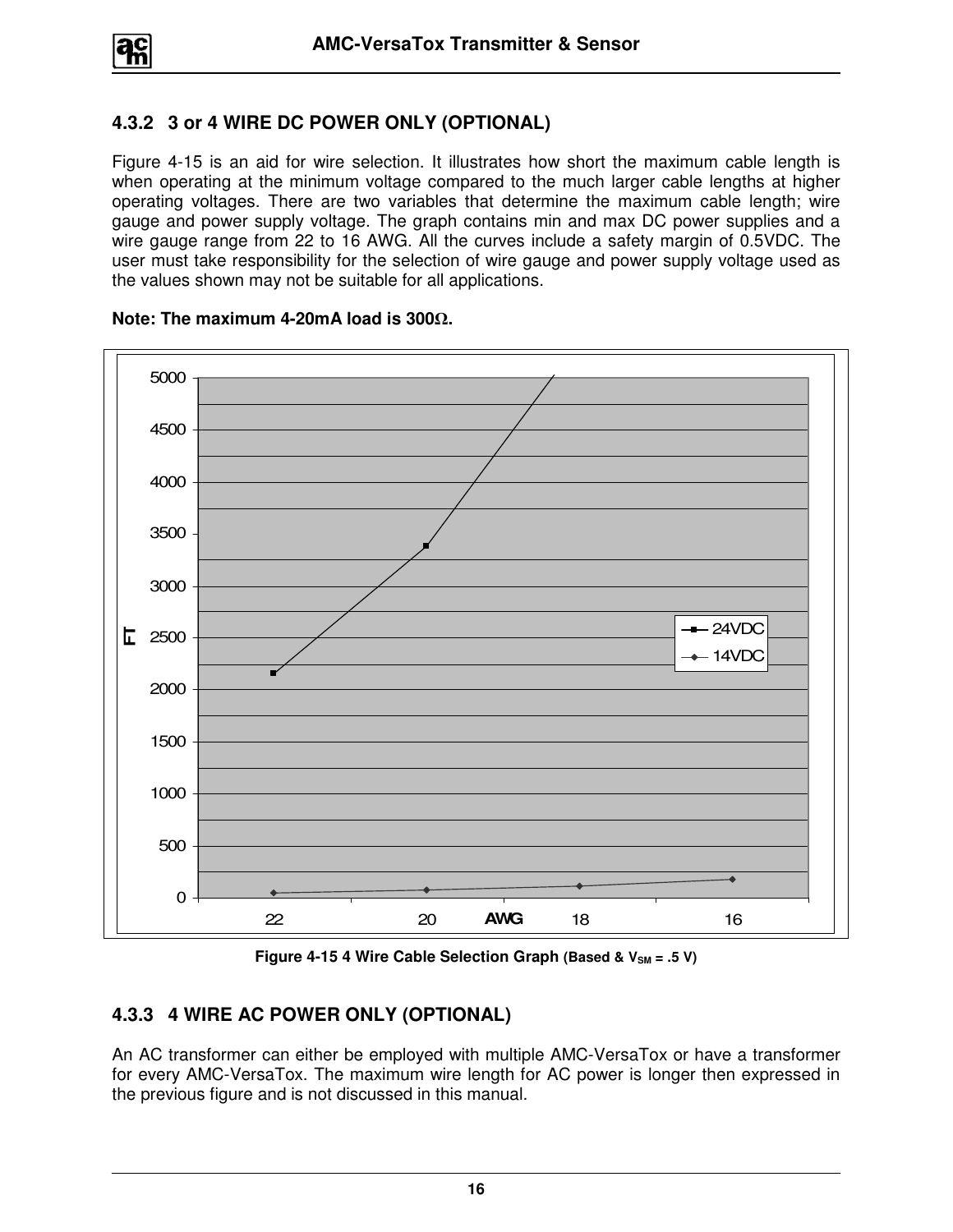### 4.3.2 3 or 4 WIRE DC POWER ONLY (OPTIONAL)

Figure 4-15 is an aid for wire selection. It illustrates how short the maximum cable length is when operating at the minimum voltage compared to the much larger cable lengths at higher operating voltages. There are two variables that determine the maximum cable length; wire gauge and power supply voltage. The graph contains min and max DC power supplies and a wire gauge range from 22 to 16 AWG. All the curves include a safety margin of 0.5VDC. The user must take responsibility for the selection of wire gauge and power supply voltage used as the values shown may not be suitable for all applications.

**Note: The maximum 4-20mA load is 300Ω.**

**Figure 4-15 4 Wire Cable Selection Graph** (Based & $V_{SM}$ = .5 V)

### 4.3.3 4 WIRE AC POWER ONLY (OPTIONAL)

An AC transformer can either be employed with multiple AMC-VersaTox or have a transformer for every AMC-VersaTox. The maximum wire length for AC power is longer then expressed in the previous figure and is not discussed in this manual.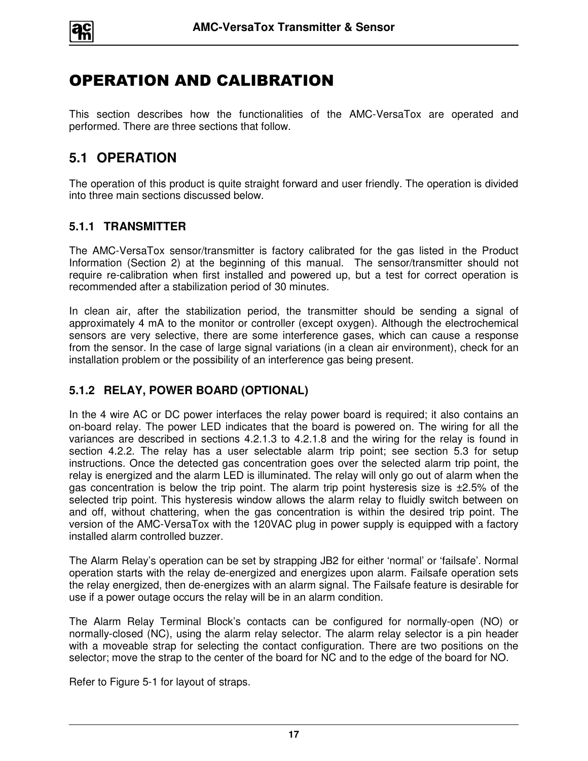# OPERATION AND CALIBRATION

This section describes how the functionalities of the AMC-VersaTox are operated and performed. There are three sections that follow.

## 5.1 OPERATION

The operation of this product is quite straight forward and user friendly. The operation is divided into three main sections discussed below.

### 5.1.1 TRANSMITTER

The AMC-VersaTox sensor/transmitter is factory calibrated for the gas listed in the Product Information (Section 2) at the beginning of this manual. The sensor/transmitter should not require re-calibration when first installed and powered up, but a test for correct operation is recommended after a stabilization period of 30 minutes.

In clean air, after the stabilization period, the transmitter should be sending a signal of approximately 4 mA to the monitor or controller (except oxygen). Although the electrochemical sensors are very selective, there are some interference gases, which can cause a response from the sensor. In the case of large signal variations (in a clean air environment), check for an installation problem or the possibility of an interference gas being present.

### 5.1.2 RELAY, POWER BOARD (OPTIONAL)

In the 4 wire AC or DC power interfaces the relay power board is required; it also contains an on-board relay. The power LED indicates that the board is powered on. The wiring for all the variances are described in sections 4.2.1.3 to 4.2.1.8 and the wiring for the relay is found in section 4.2.2. The relay has a user selectable alarm trip point; see section 5.3 for setup instructions. Once the detected gas concentration goes over the selected alarm trip point, the relay is energized and the alarm LED is illuminated. The relay will only go out of alarm when the gas concentration is below the trip point. The alarm trip point hysteresis size is ±2.5% of the selected trip point. This hysteresis window allows the alarm relay to fluidly switch between on and off, without chattering, when the gas concentration is within the desired trip point. The version of the AMC-VersaTox with the 120VAC plug in power supply is equipped with a factory installed alarm controlled buzzer.

The Alarm Relay's operation can be set by strapping JB2 for either 'normal' or 'failsafe'. Normal operation starts with the relay de-energized and energizes upon alarm. Failsafe operation sets the relay energized, then de-energizes with an alarm signal. The Failsafe feature is desirable for use if a power outage occurs the relay will be in an alarm condition.

The Alarm Relay Terminal Block's contacts can be configured for normally-open (NO) or normally-closed (NC), using the alarm relay selector. The alarm relay selector is a pin header with a moveable strap for selecting the contact configuration. There are two positions on the selector; move the strap to the center of the board for NC and to the edge of the board for NO.

Refer to Figure 5-1 for layout of straps.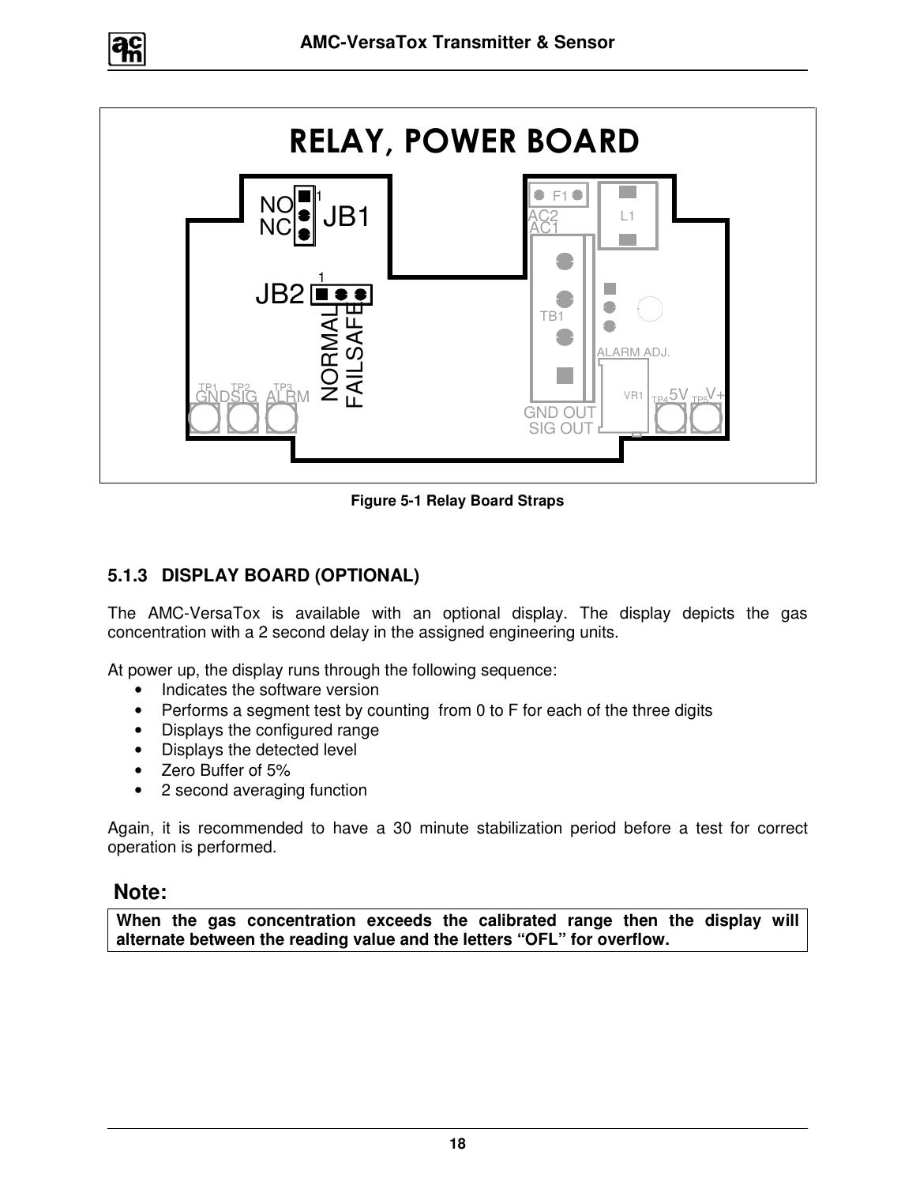RELAY, POWER BOARD

Figure 5-1 Relay Board Straps

### 5.1.3 DISPLAY BOARD (OPTIONAL)

The AMC-VersaTox is available with an optional display. The display depicts the gas concentration with a 2 second delay in the assigned engineering units.

At power up, the display runs through the following sequence:

- Indicates the software version
- Performs a segment test by counting from 0 to F for each of the three digits
- Displays the configured range
- Displays the detected level
- Zero Buffer of 5%
- 2 second averaging function

Again, it is recommended to have a 30 minute stabilization period before a test for correct operation is performed.

**Note:**

**When the gas concentration exceeds the calibrated range then the display will alternate between the reading value and the letters "OFL" for overflow.**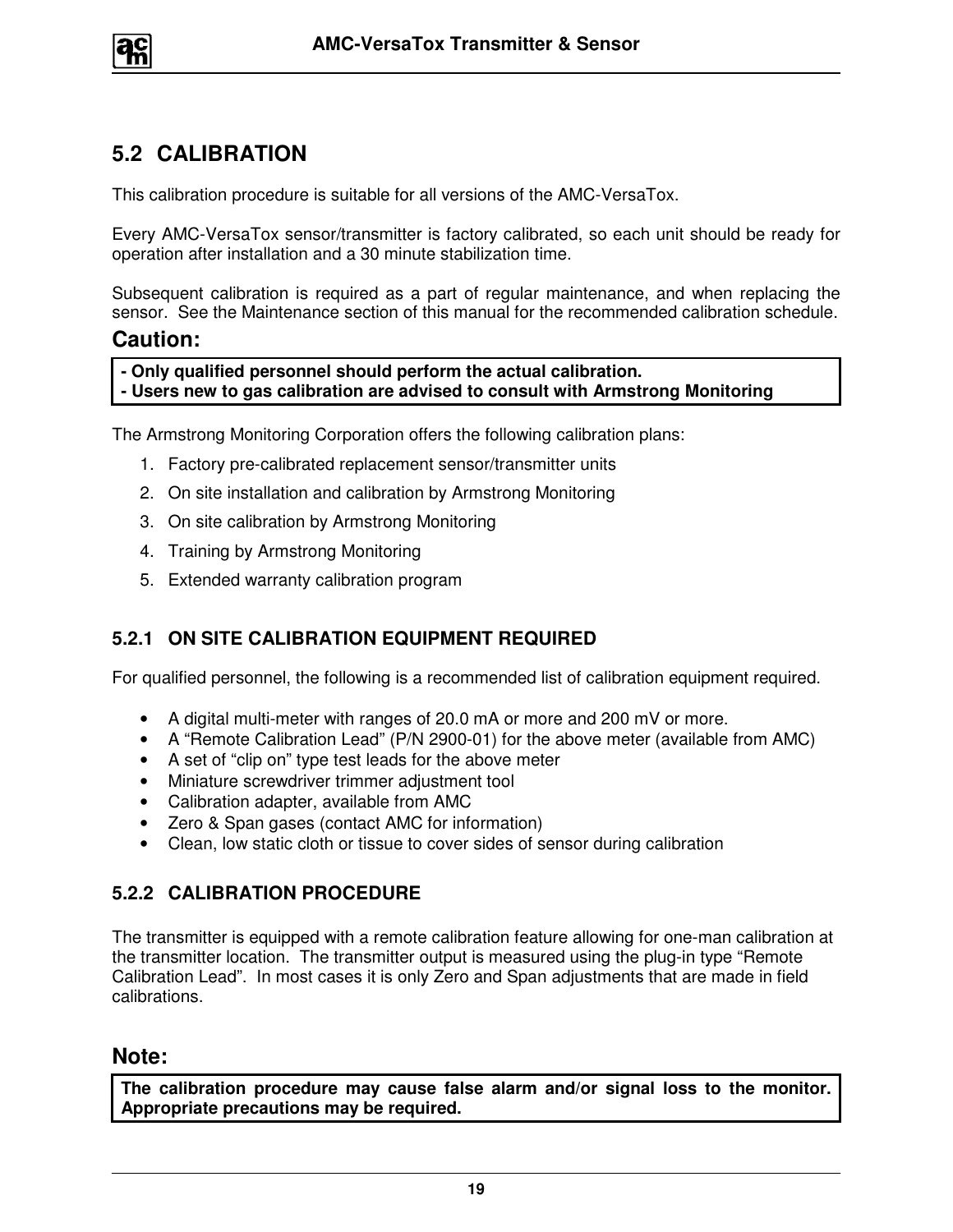## 5.2 CALIBRATION

This calibration procedure is suitable for all versions of the AMC-VersaTox.

Every AMC-VersaTox sensor/transmitter is factory calibrated, so each unit should be ready for operation after installation and a 30 minute stabilization time.

Subsequent calibration is required as a part of regular maintenance, and when replacing the sensor. See the Maintenance section of this manual for the recommended calibration schedule.

**Caution:**

**- Only qualified personnel should perform the actual calibration.**
**- Users new to gas calibration are advised to consult with Armstrong Monitoring**

The Armstrong Monitoring Corporation offers the following calibration plans:

1. Factory pre-calibrated replacement sensor/transmitter units
2. On site installation and calibration by Armstrong Monitoring
3. On site calibration by Armstrong Monitoring
4. Training by Armstrong Monitoring
5. Extended warranty calibration program

### 5.2.1 ON SITE CALIBRATION EQUIPMENT REQUIRED

For qualified personnel, the following is a recommended list of calibration equipment required.

- A digital multi-meter with ranges of 20.0 mA or more and 200 mV or more.
- A "Remote Calibration Lead" (P/N 2900-01) for the above meter (available from AMC)
- A set of "clip on" type test leads for the above meter
- Miniature screwdriver trimmer adjustment tool
- Calibration adapter, available from AMC
- Zero & Span gases (contact AMC for information)
- Clean, low static cloth or tissue to cover sides of sensor during calibration

### 5.2.2 CALIBRATION PROCEDURE

The transmitter is equipped with a remote calibration feature allowing for one-man calibration at the transmitter location. The transmitter output is measured using the plug-in type "Remote Calibration Lead". In most cases it is only Zero and Span adjustments that are made in field calibrations.

**Note:**

**The calibration procedure may cause false alarm and/or signal loss to the monitor. Appropriate precautions may be required.**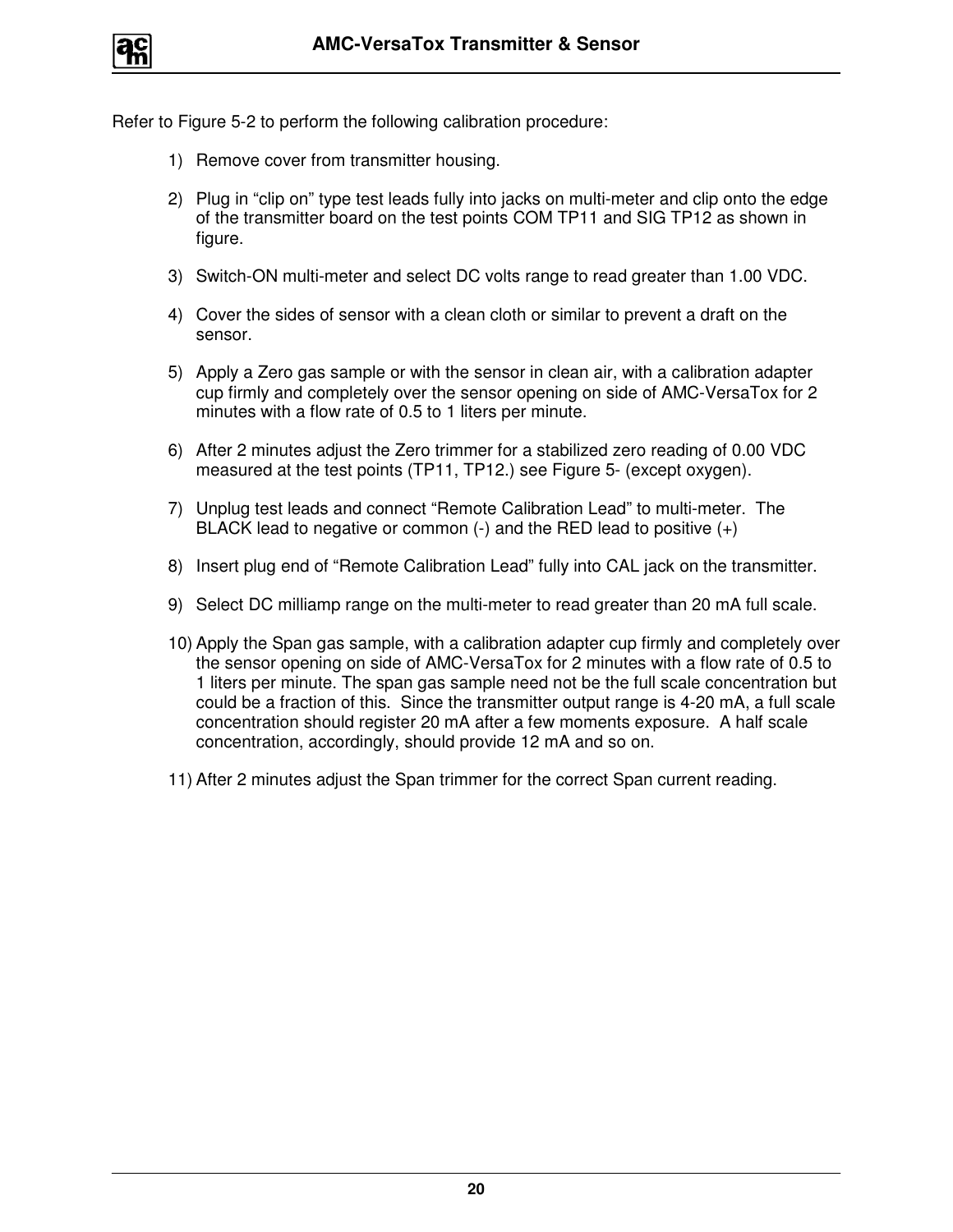Refer to Figure 5-2 to perform the following calibration procedure:

1) Remove cover from transmitter housing.

2) Plug in “clip on” type test leads fully into jacks on multi-meter and clip onto the edge of the transmitter board on the test points COM TP11 and SIG TP12 as shown in figure.

3) Switch-ON multi-meter and select DC volts range to read greater than 1.00 VDC.

4) Cover the sides of sensor with a clean cloth or similar to prevent a draft on the sensor.

5) Apply a Zero gas sample or with the sensor in clean air, with a calibration adapter cup firmly and completely over the sensor opening on side of AMC-VersaTox for 2 minutes with a flow rate of 0.5 to 1 liters per minute.

6) After 2 minutes adjust the Zero trimmer for a stabilized zero reading of 0.00 VDC measured at the test points (TP11, TP12.) see Figure 5- (except oxygen).

7) Unplug test leads and connect “Remote Calibration Lead” to multi-meter. The BLACK lead to negative or common (-) and the RED lead to positive (+)

8) Insert plug end of “Remote Calibration Lead” fully into CAL jack on the transmitter.

9) Select DC milliamp range on the multi-meter to read greater than 20 mA full scale.

10) Apply the Span gas sample, with a calibration adapter cup firmly and completely over the sensor opening on side of AMC-VersaTox for 2 minutes with a flow rate of 0.5 to 1 liters per minute. The span gas sample need not be the full scale concentration but could be a fraction of this. Since the transmitter output range is 4-20 mA, a full scale concentration should register 20 mA after a few moments exposure. A half scale concentration, accordingly, should provide 12 mA and so on.

11) After 2 minutes adjust the Span trimmer for the correct Span current reading.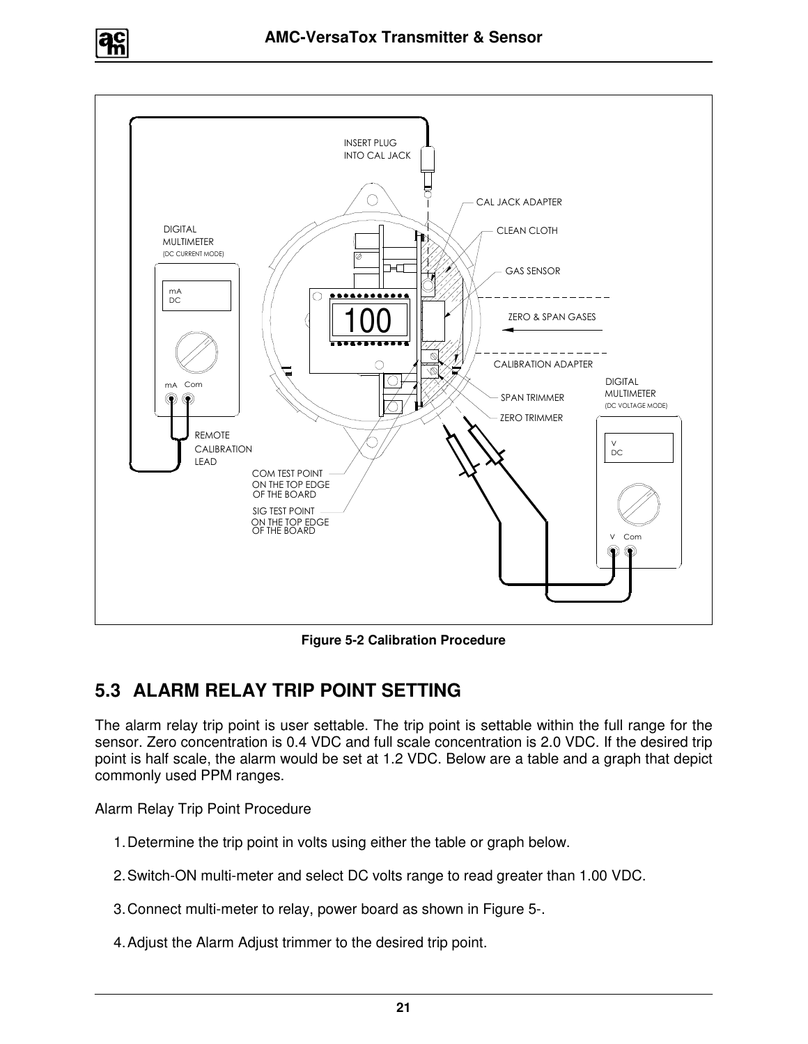Figure 5-2 Calibration Procedure

## 5.3 ALARM RELAY TRIP POINT SETTING

The alarm relay trip point is user settable. The trip point is settable within the full range for the sensor. Zero concentration is 0.4 VDC and full scale concentration is 2.0 VDC. If the desired trip point is half scale, the alarm would be set at 1.2 VDC. Below are a table and a graph that depict commonly used PPM ranges.

Alarm Relay Trip Point Procedure

1. Determine the trip point in volts using either the table or graph below.
2. Switch-ON multi-meter and select DC volts range to read greater than 1.00 VDC.
3. Connect multi-meter to relay, power board as shown in Figure 5-.
4. Adjust the Alarm Adjust trimmer to the desired trip point.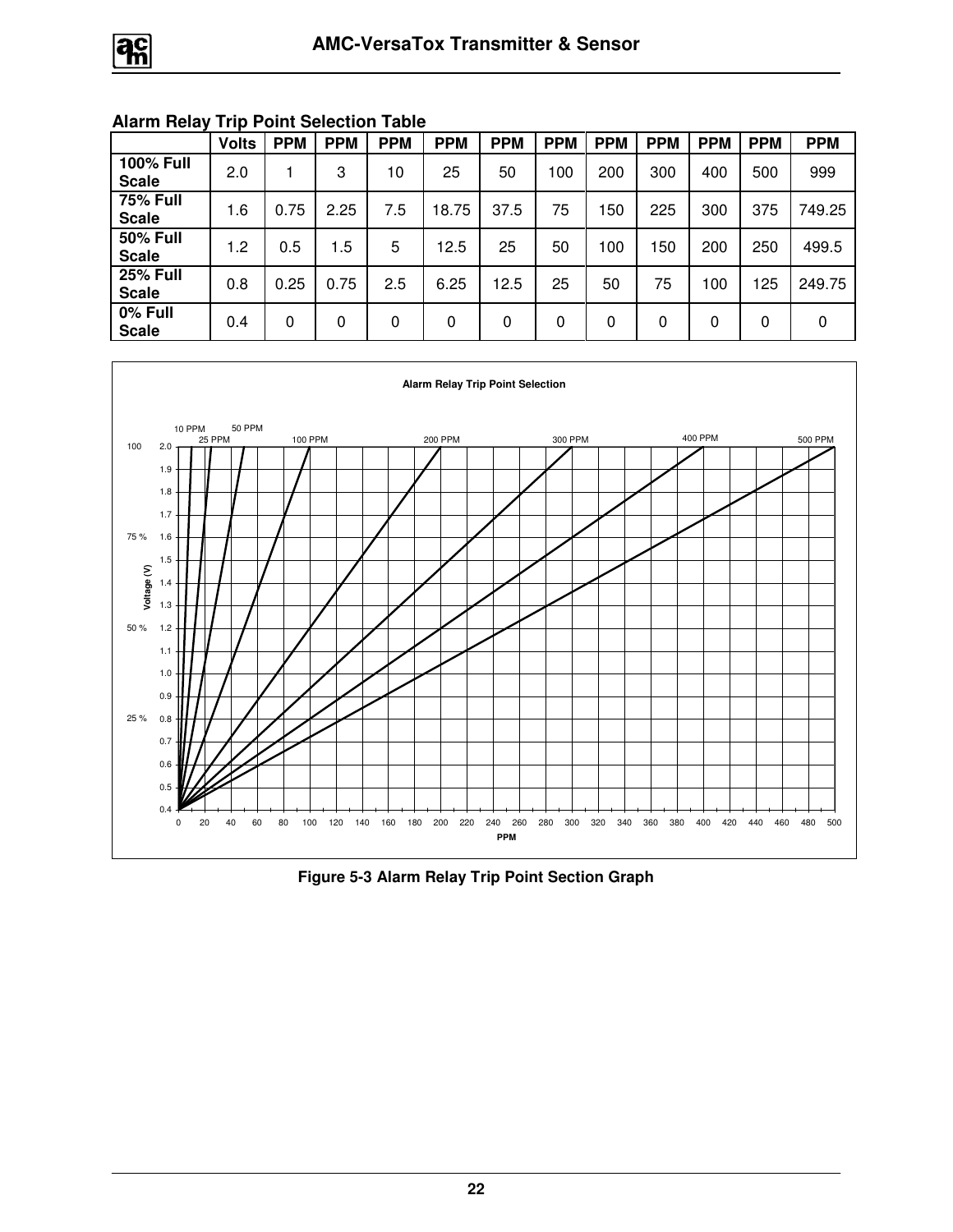## Alarm Relay Trip Point Selection Table

| | Volts | PPM | PPM | PPM | PPM | PPM | PPM | PPM | PPM | PPM | PPM | PPM |
|---|---|---|---|---|---|---|---|---|---|---|---|---|
| **100% Full Scale** | 2.0 | 1 | 3 | 10 | 25 | 50 | 100 | 200 | 300 | 400 | 500 | 999 |
| **75% Full Scale** | 1.6 | 0.75 | 2.25 | 7.5 | 18.75 | 37.5 | 75 | 150 | 225 | 300 | 375 | 749.25 |
| **50% Full Scale** | 1.2 | 0.5 | 1.5 | 5 | 12.5 | 25 | 50 | 100 | 150 | 200 | 250 | 499.5 |
| **25% Full Scale** | 0.8 | 0.25 | 0.75 | 2.5 | 6.25 | 12.5 | 25 | 50 | 75 | 100 | 125 | 249.75 |
| **0% Full Scale** | 0.4 | 0 | 0 | 0 | 0 | 0 | 0 | 0 | 0 | 0 | 0 | 0 |

**Figure 5-3 Alarm Relay Trip Point Section Graph**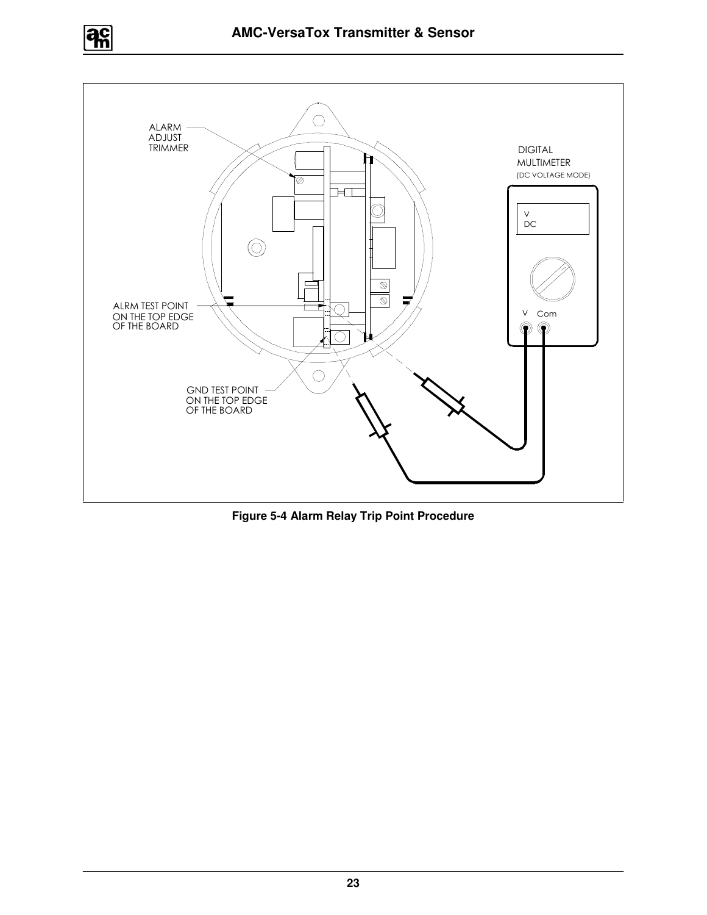ALARM ADJUST TRIMMER

ALRM TEST POINT ON THE TOP EDGE OF THE BOARD

GND TEST POINT ON THE TOP EDGE OF THE BOARD

DIGITAL MULTIMETER (DC VOLTAGE MODE)

V DC

V Com

**Figure 5-4 Alarm Relay Trip Point Procedure**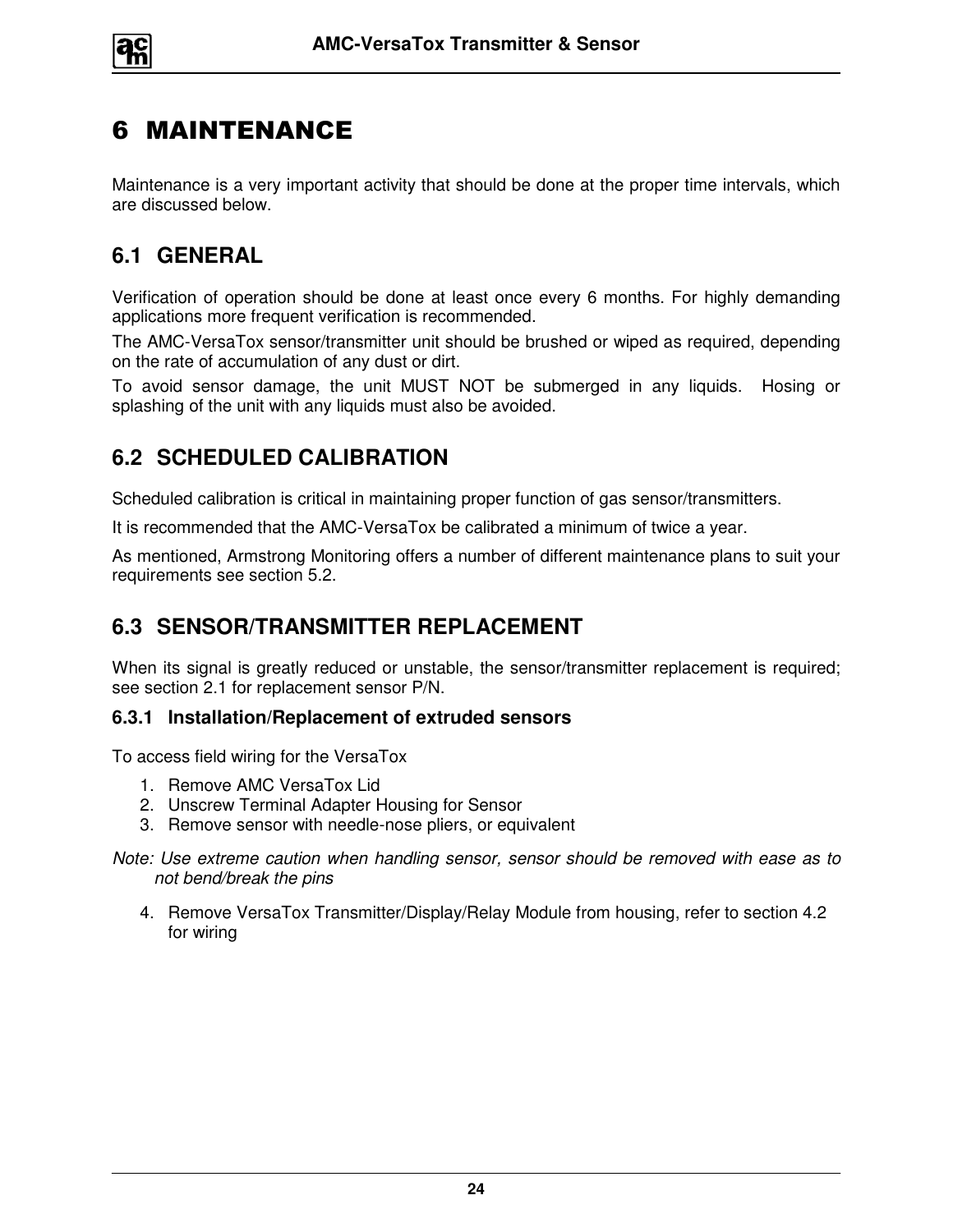# 6 MAINTENANCE

Maintenance is a very important activity that should be done at the proper time intervals, which are discussed below.

## 6.1 GENERAL

Verification of operation should be done at least once every 6 months. For highly demanding applications more frequent verification is recommended.

The AMC-VersaTox sensor/transmitter unit should be brushed or wiped as required, depending on the rate of accumulation of any dust or dirt.

To avoid sensor damage, the unit MUST NOT be submerged in any liquids. Hosing or splashing of the unit with any liquids must also be avoided.

## 6.2 SCHEDULED CALIBRATION

Scheduled calibration is critical in maintaining proper function of gas sensor/transmitters.

It is recommended that the AMC-VersaTox be calibrated a minimum of twice a year.

As mentioned, Armstrong Monitoring offers a number of different maintenance plans to suit your requirements see section 5.2.

## 6.3 SENSOR/TRANSMITTER REPLACEMENT

When its signal is greatly reduced or unstable, the sensor/transmitter replacement is required; see section 2.1 for replacement sensor P/N.

### 6.3.1 Installation/Replacement of extruded sensors

To access field wiring for the VersaTox

1. Remove AMC VersaTox Lid
2. Unscrew Terminal Adapter Housing for Sensor
3. Remove sensor with needle-nose pliers, or equivalent

*Note: Use extreme caution when handling sensor, sensor should be removed with ease as to not bend/break the pins*

4. Remove VersaTox Transmitter/Display/Relay Module from housing, refer to section 4.2 for wiring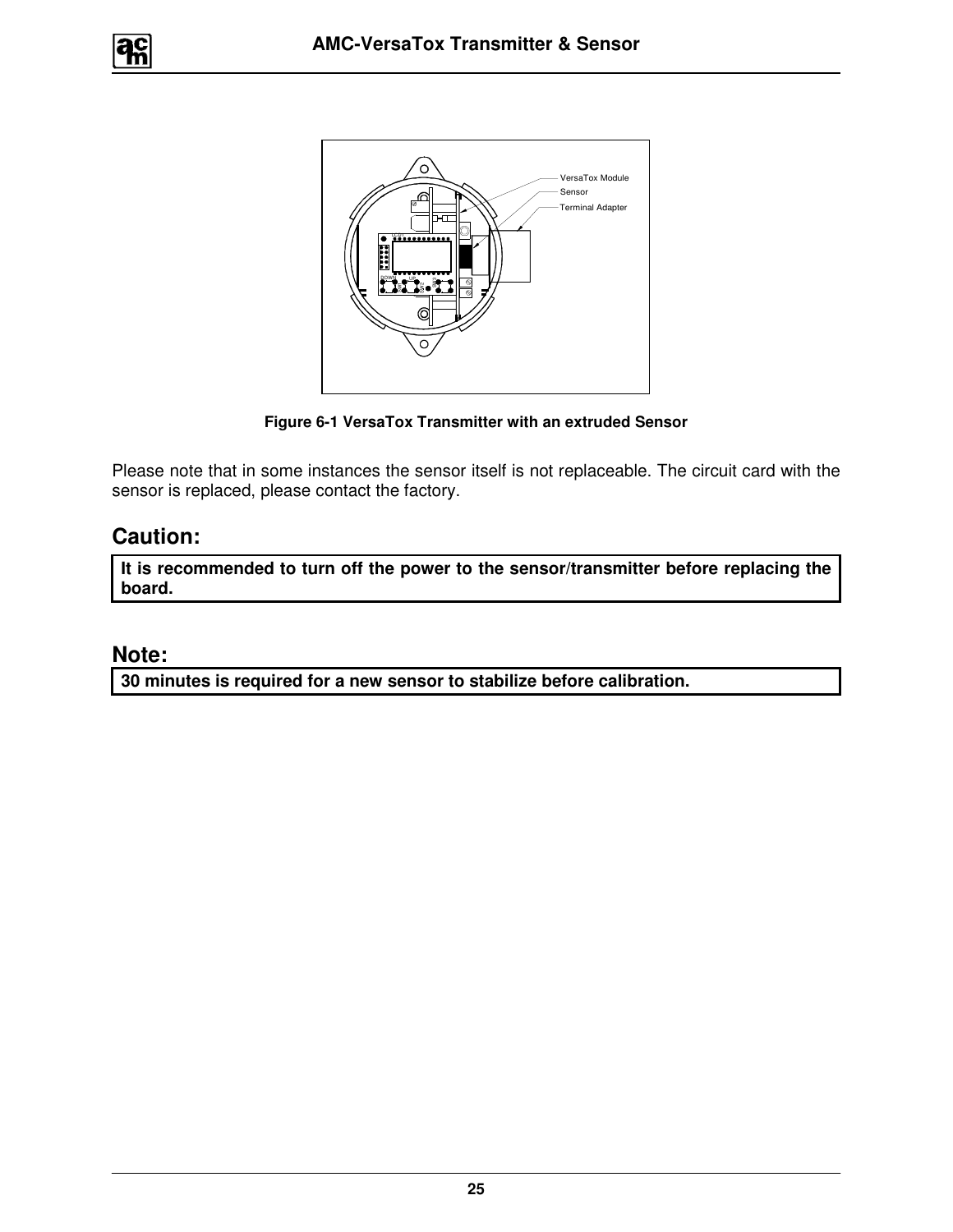VersaTox Module

Sensor

Terminal Adapter

Figure 6-1 VersaTox Transmitter with an extruded Sensor

Please note that in some instances the sensor itself is not replaceable. The circuit card with the sensor is replaced, please contact the factory.

## Caution:

**It is recommended to turn off the power to the sensor/transmitter before replacing the board.**

## Note:

**30 minutes is required for a new sensor to stabilize before calibration.**